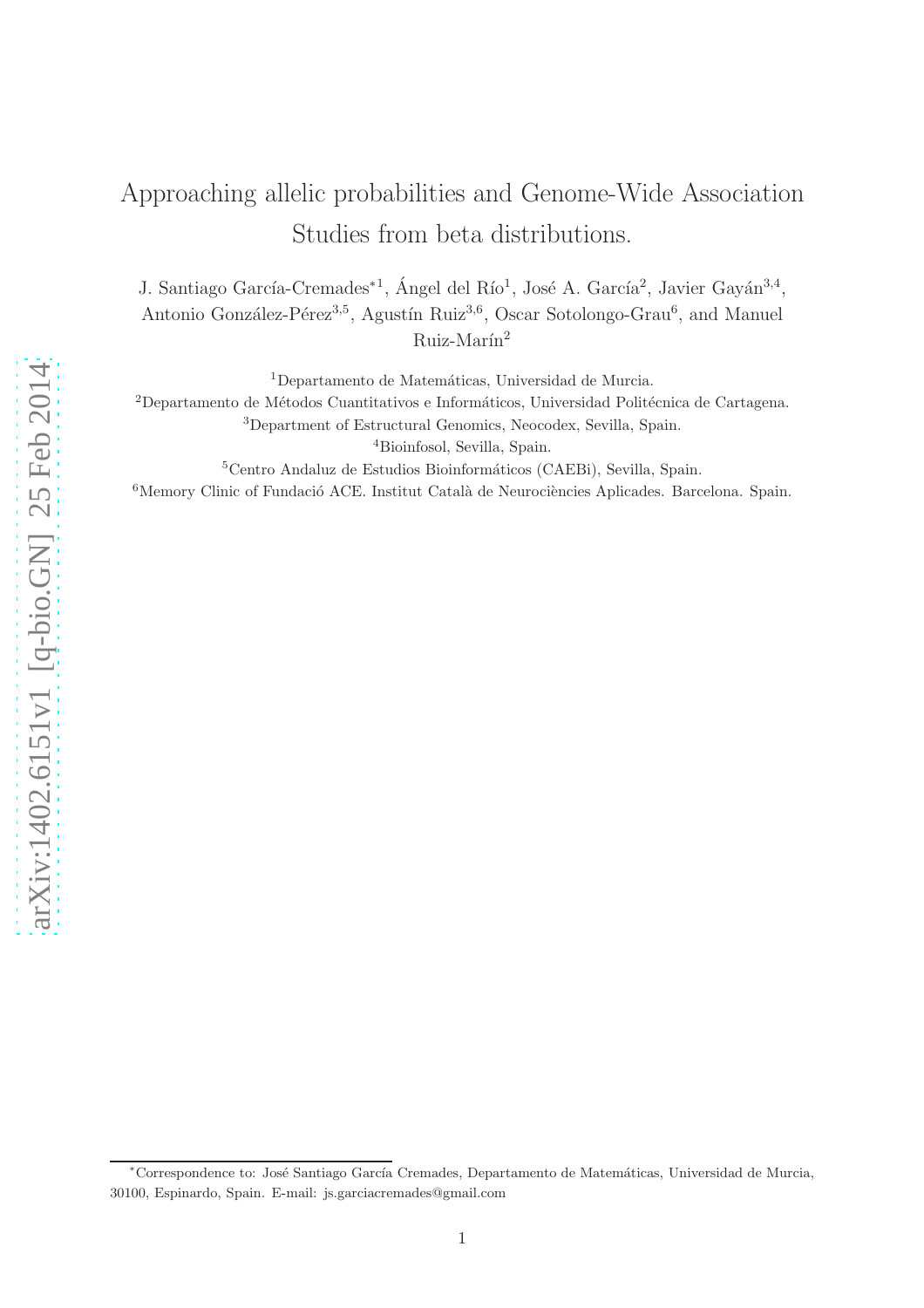# Approaching allelic probabilities and Genome-Wide Association Studies from beta distributions.

J. Santiago García-Cremades*[1], Ángel del Río[1], José A. García[2], Javier Gayán[3,4], Antonio González-Pérez[3,5], Agustín Ruiz[3,6], Oscar Sotolongo-Grau[6], and Manuel Ruiz-Marín[2]

[1]Departamento de Matemáticas, Universidad de Murcia.

[2]Departamento de Métodos Cuantitativos e Informáticos, Universidad Politécnica de Cartagena.

[3]Department of Estructural Genomics, Neocodex, Sevilla, Spain.

[4]Bioinfosol, Sevilla, Spain.

[5]Centro Andaluz de Estudios Bioinformáticos (CAEBi), Sevilla, Spain.

[6]Memory Clinic of Fundació ACE. Institut Català de Neurociències Aplicades. Barcelona. Spain.

*Correspondence to: José Santiago García Cremades, Departamento de Matemáticas, Universidad de Murcia, 30100, Espinardo, Spain. E-mail: js.garciacremades@gmail.com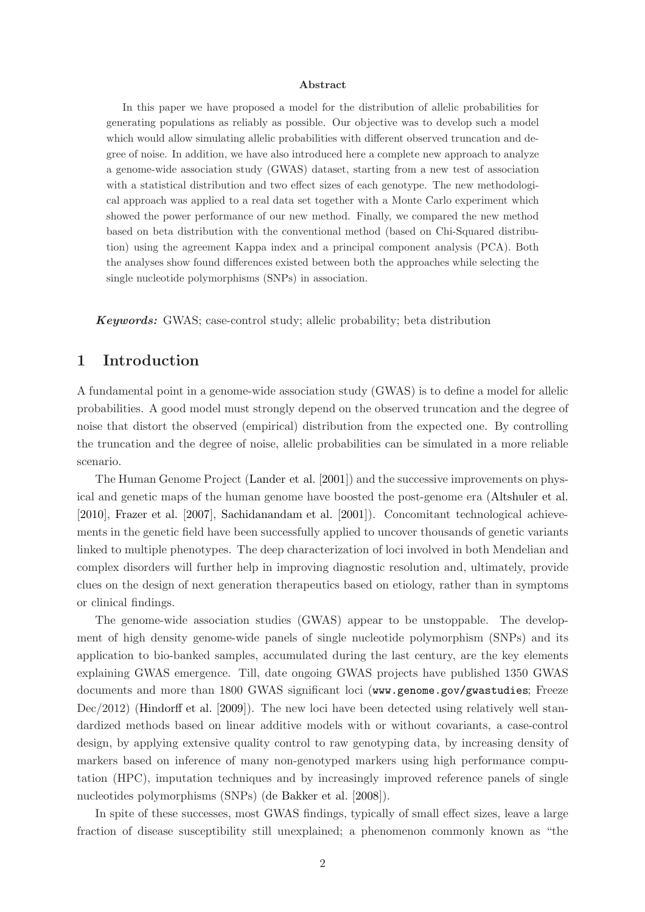**Abstract**

In this paper we have proposed a model for the distribution of allelic probabilities for generating populations as reliably as possible. Our objective was to develop such a model which would allow simulating allelic probabilities with different observed truncation and degree of noise. In addition, we have also introduced here a complete new approach to analyze a genome-wide association study (GWAS) dataset, starting from a new test of association with a statistical distribution and two effect sizes of each genotype. The new methodological approach was applied to a real data set together with a Monte Carlo experiment which showed the power performance of our new method. Finally, we compared the new method based on beta distribution with the conventional method (based on Chi-Squared distribution) using the agreement Kappa index and a principal component analysis (PCA). Both the analyses show found differences existed between both the approaches while selecting the single nucleotide polymorphisms (SNPs) in association.

***Keywords:*** GWAS; case-control study; allelic probability; beta distribution

# 1 Introduction

A fundamental point in a genome-wide association study (GWAS) is to define a model for allelic probabilities. A good model must strongly depend on the observed truncation and the degree of noise that distort the observed (empirical) distribution from the expected one. By controlling the truncation and the degree of noise, allelic probabilities can be simulated in a more reliable scenario.

The Human Genome Project (Lander et al. [2001]) and the successive improvements on physical and genetic maps of the human genome have boosted the post-genome era (Altshuler et al. [2010], Frazer et al. [2007], Sachidanandam et al. [2001]). Concomitant technological achievements in the genetic field have been successfully applied to uncover thousands of genetic variants linked to multiple phenotypes. The deep characterization of loci involved in both Mendelian and complex disorders will further help in improving diagnostic resolution and, ultimately, provide clues on the design of next generation therapeutics based on etiology, rather than in symptoms or clinical findings.

The genome-wide association studies (GWAS) appear to be unstoppable. The development of high density genome-wide panels of single nucleotide polymorphism (SNPs) and its application to bio-banked samples, accumulated during the last century, are the key elements explaining GWAS emergence. Till, date ongoing GWAS projects have published 1350 GWAS documents and more than 1800 GWAS significant loci (`www.genome.gov/gwastudies`; Freeze Dec/2012) (Hindorff et al. [2009]). The new loci have been detected using relatively well standardized methods based on linear additive models with or without covariants, a case-control design, by applying extensive quality control to raw genotyping data, by increasing density of markers based on inference of many non-genotyped markers using high performance computation (HPC), imputation techniques and by increasingly improved reference panels of single nucleotides polymorphisms (SNPs) (de Bakker et al. [2008]).

In spite of these successes, most GWAS findings, typically of small effect sizes, leave a large fraction of disease susceptibility still unexplained; a phenomenon commonly known as "the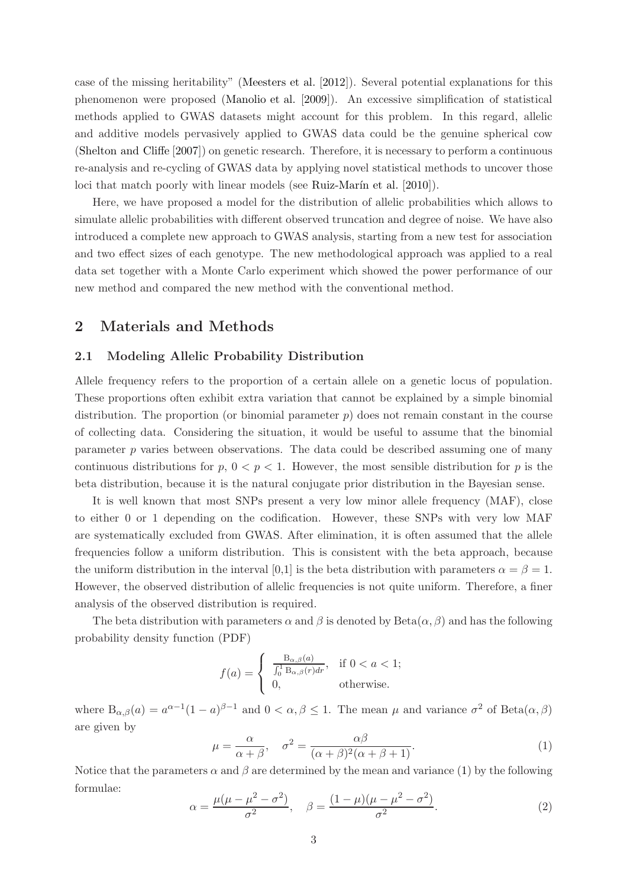case of the missing heritability" (Meesters et al. [2012]). Several potential explanations for this phenomenon were proposed (Manolio et al. [2009]). An excessive simplification of statistical methods applied to GWAS datasets might account for this problem. In this regard, allelic and additive models pervasively applied to GWAS data could be the genuine spherical cow (Shelton and Cliffe [2007]) on genetic research. Therefore, it is necessary to perform a continuous re-analysis and re-cycling of GWAS data by applying novel statistical methods to uncover those loci that match poorly with linear models (see Ruiz-Marín et al. [2010]).

Here, we have proposed a model for the distribution of allelic probabilities which allows to simulate allelic probabilities with different observed truncation and degree of noise. We have also introduced a complete new approach to GWAS analysis, starting from a new test for association and two effect sizes of each genotype. The new methodological approach was applied to a real data set together with a Monte Carlo experiment which showed the power performance of our new method and compared the new method with the conventional method.

## 2 Materials and Methods

### 2.1 Modeling Allelic Probability Distribution

Allele frequency refers to the proportion of a certain allele on a genetic locus of population. These proportions often exhibit extra variation that cannot be explained by a simple binomial distribution. The proportion (or binomial parameter $p$) does not remain constant in the course of collecting data. Considering the situation, it would be useful to assume that the binomial parameter $p$ varies between observations. The data could be described assuming one of many continuous distributions for $p$, $0 < p < 1$. However, the most sensible distribution for $p$ is the beta distribution, because it is the natural conjugate prior distribution in the Bayesian sense.

It is well known that most SNPs present a very low minor allele frequency (MAF), close to either 0 or 1 depending on the codification. However, these SNPs with very low MAF are systematically excluded from GWAS. After elimination, it is often assumed that the allele frequencies follow a uniform distribution. This is consistent with the beta approach, because the uniform distribution in the interval [0,1] is the beta distribution with parameters $\alpha = \beta = 1$. However, the observed distribution of allelic frequencies is not quite uniform. Therefore, a finer analysis of the observed distribution is required.

The beta distribution with parameters $\alpha$ and $\beta$ is denoted by $\text{Beta}(\alpha, \beta)$ and has the following probability density function (PDF)

$$f(a) = \begin{cases} \frac{\mathrm{B}_{\alpha,\beta}(a)}{\int_0^1 \mathrm{B}_{\alpha,\beta}(r)dr}, & \text{if } 0 < a < 1; \\ 0, & \text{otherwise.} \end{cases}$$

where $\mathrm{B}_{\alpha,\beta}(a) = a^{\alpha-1}(1-a)^{\beta-1}$ and $0 < \alpha, \beta \leq 1$. The mean $\mu$ and variance $\sigma^2$ of $\text{Beta}(\alpha, \beta)$ are given by

$$\mu = \frac{\alpha}{\alpha + \beta}, \quad \sigma^2 = \frac{\alpha\beta}{(\alpha + \beta)^2(\alpha + \beta + 1)}. \tag{1}$$

Notice that the parameters $\alpha$ and $\beta$ are determined by the mean and variance (1) by the following formulae:

$$\alpha = \frac{\mu(\mu - \mu^2 - \sigma^2)}{\sigma^2}, \quad \beta = \frac{(1-\mu)(\mu - \mu^2 - \sigma^2)}{\sigma^2}. \tag{2}$$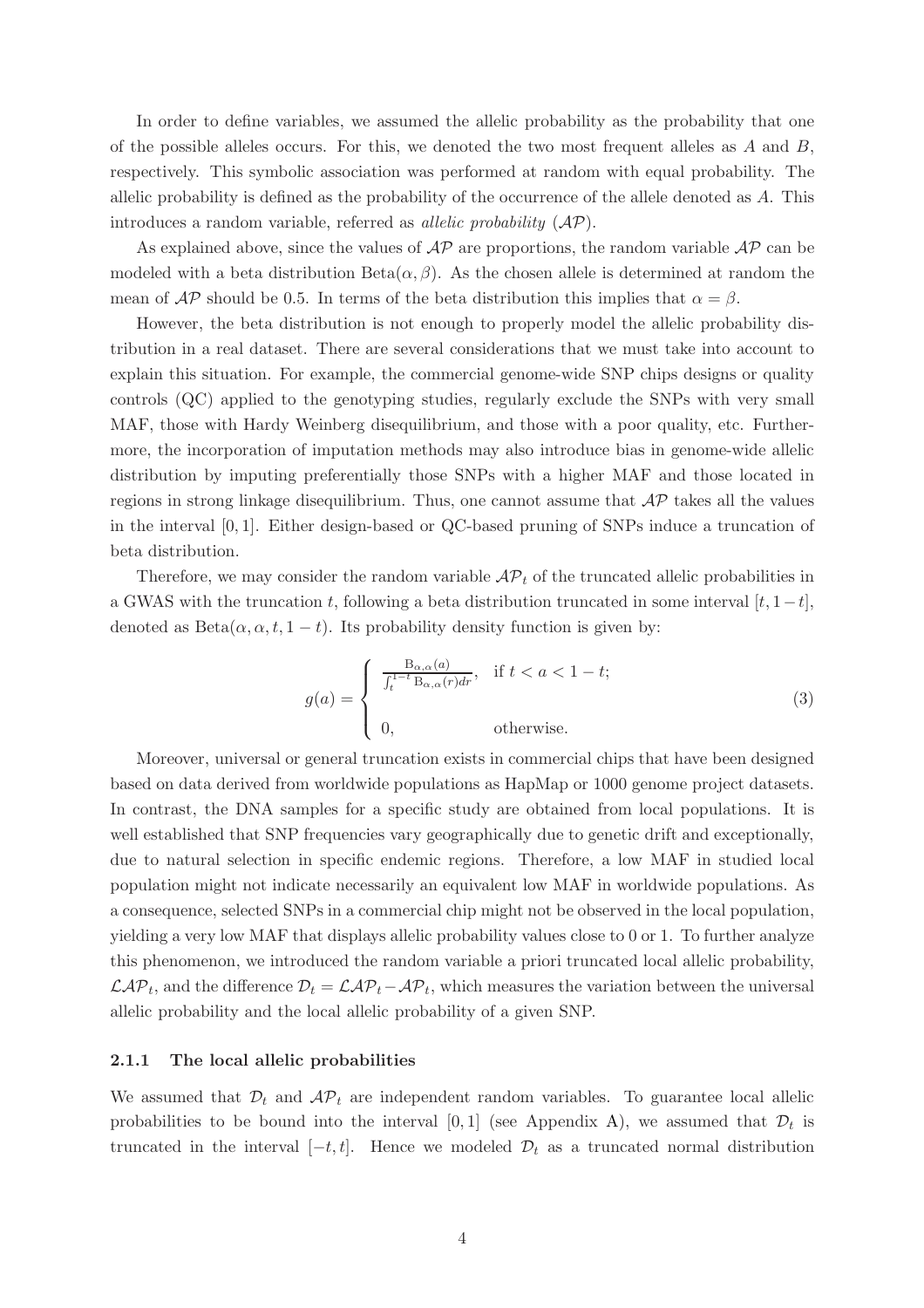In order to define variables, we assumed the allelic probability as the probability that one of the possible alleles occurs. For this, we denoted the two most frequent alleles as $A$ and $B$, respectively. This symbolic association was performed at random with equal probability. The allelic probability is defined as the probability of the occurrence of the allele denoted as $A$. This introduces a random variable, referred as *allelic probability* ($\mathcal{AP}$).

As explained above, since the values of $\mathcal{AP}$ are proportions, the random variable $\mathcal{AP}$ can be modeled with a beta distribution $\text{Beta}(\alpha, \beta)$. As the chosen allele is determined at random the mean of $\mathcal{AP}$ should be 0.5. In terms of the beta distribution this implies that $\alpha = \beta$.

However, the beta distribution is not enough to properly model the allelic probability distribution in a real dataset. There are several considerations that we must take into account to explain this situation. For example, the commercial genome-wide SNP chips designs or quality controls (QC) applied to the genotyping studies, regularly exclude the SNPs with very small MAF, those with Hardy Weinberg disequilibrium, and those with a poor quality, etc. Furthermore, the incorporation of imputation methods may also introduce bias in genome-wide allelic distribution by imputing preferentially those SNPs with a higher MAF and those located in regions in strong linkage disequilibrium. Thus, one cannot assume that $\mathcal{AP}$ takes all the values in the interval $[0, 1]$. Either design-based or QC-based pruning of SNPs induce a truncation of beta distribution.

Therefore, we may consider the random variable $\mathcal{AP}_t$ of the truncated allelic probabilities in a GWAS with the truncation $t$, following a beta distribution truncated in some interval $[t, 1-t]$, denoted as $\text{Beta}(\alpha, \alpha, t, 1-t)$. Its probability density function is given by:

$$g(a) = \begin{cases} \frac{\mathrm{B}_{\alpha,\alpha}(a)}{\int_t^{1-t} \mathrm{B}_{\alpha,\alpha}(r)dr}, & \text{if } t < a < 1-t; \\ \\ 0, & \text{otherwise.} \end{cases} \tag{3}$$

Moreover, universal or general truncation exists in commercial chips that have been designed based on data derived from worldwide populations as HapMap or 1000 genome project datasets. In contrast, the DNA samples for a specific study are obtained from local populations. It is well established that SNP frequencies vary geographically due to genetic drift and exceptionally, due to natural selection in specific endemic regions. Therefore, a low MAF in studied local population might not indicate necessarily an equivalent low MAF in worldwide populations. As a consequence, selected SNPs in a commercial chip might not be observed in the local population, yielding a very low MAF that displays allelic probability values close to 0 or 1. To further analyze this phenomenon, we introduced the random variable a priori truncated local allelic probability, $\mathcal{LAP}_t$, and the difference $\mathcal{D}_t = \mathcal{LAP}_t - \mathcal{AP}_t$, which measures the variation between the universal allelic probability and the local allelic probability of a given SNP.

### 2.1.1 The local allelic probabilities

We assumed that $\mathcal{D}_t$ and $\mathcal{AP}_t$ are independent random variables. To guarantee local allelic probabilities to be bound into the interval $[0, 1]$ (see Appendix A), we assumed that $\mathcal{D}_t$ is truncated in the interval $[-t, t]$. Hence we modeled $\mathcal{D}_t$ as a truncated normal distribution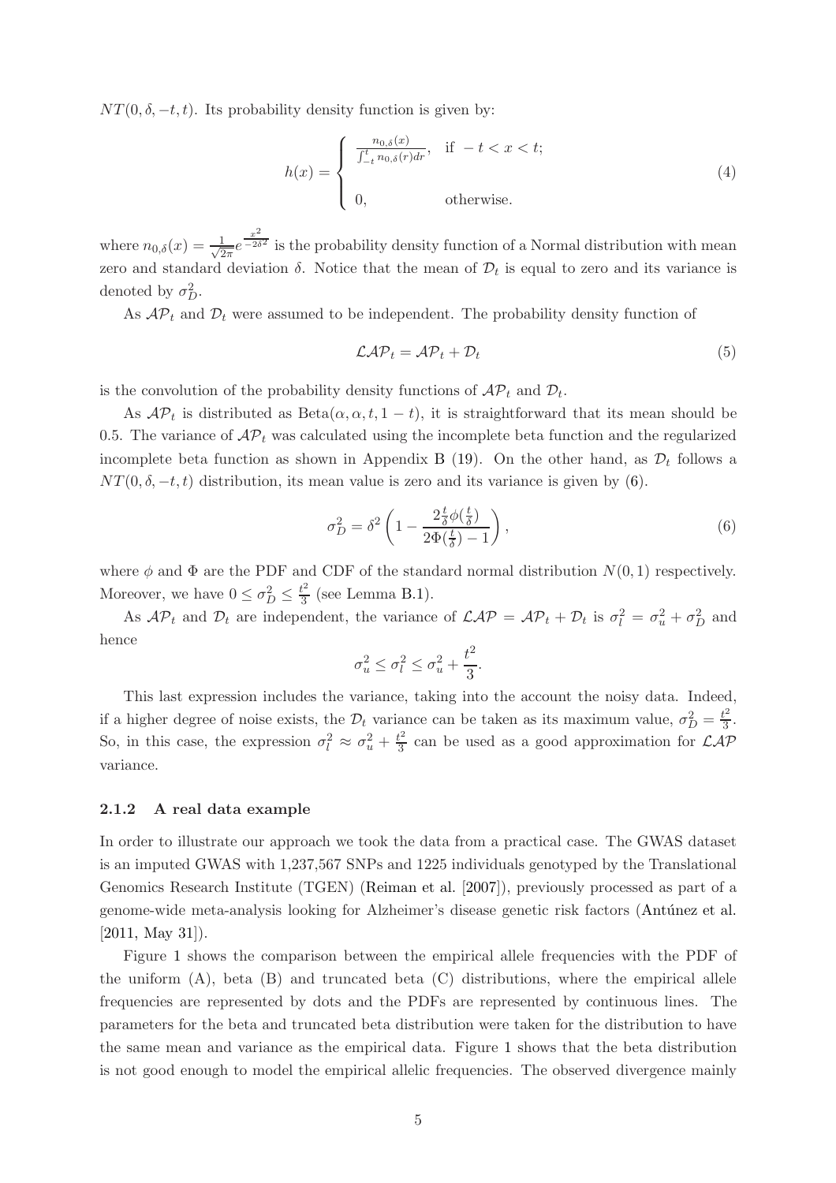$NT(0, \delta, -t, t)$. Its probability density function is given by:

$$h(x) = \begin{cases} \frac{n_{0,\delta}(x)}{\int_{-t}^{t} n_{0,\delta}(r)dr}, & \text{if } -t < x < t; \\ \\ 0, & \text{otherwise.} \end{cases} \tag{4}$$

where $n_{0,\delta}(x) = \frac{1}{\sqrt{2\pi}} e^{\frac{x^2}{-2\delta^2}}$ is the probability density function of a Normal distribution with mean zero and standard deviation $\delta$. Notice that the mean of $\mathcal{D}_t$ is equal to zero and its variance is denoted by $\sigma_D^2$.

As $\mathcal{AP}_t$ and $\mathcal{D}_t$ were assumed to be independent. The probability density function of

$$\mathcal{LAP}_t = \mathcal{AP}_t + \mathcal{D}_t \tag{5}$$

is the convolution of the probability density functions of $\mathcal{AP}_t$ and $\mathcal{D}_t$.

As $\mathcal{AP}_t$ is distributed as $\text{Beta}(\alpha, \alpha, t, 1-t)$, it is straightforward that its mean should be 0.5. The variance of $\mathcal{AP}_t$ was calculated using the incomplete beta function and the regularized incomplete beta function as shown in Appendix B (19). On the other hand, as $\mathcal{D}_t$ follows a $NT(0, \delta, -t, t)$ distribution, its mean value is zero and its variance is given by (6).

$$\sigma_D^2 = \delta^2 \left( 1 - \frac{2\frac{t}{\delta}\phi(\frac{t}{\delta})}{2\Phi(\frac{t}{\delta}) - 1} \right), \tag{6}$$

where $\phi$ and $\Phi$ are the PDF and CDF of the standard normal distribution $N(0,1)$ respectively. Moreover, we have $0 \leq \sigma_D^2 \leq \frac{t^2}{3}$ (see Lemma B.1).

As $\mathcal{AP}_t$ and $\mathcal{D}_t$ are independent, the variance of $\mathcal{LAP} = \mathcal{AP}_t + \mathcal{D}_t$ is $\sigma_l^2 = \sigma_u^2 + \sigma_D^2$ and hence

$$\sigma_u^2 \leq \sigma_l^2 \leq \sigma_u^2 + \frac{t^2}{3}.$$

This last expression includes the variance, taking into the account the noisy data. Indeed, if a higher degree of noise exists, the $\mathcal{D}_t$ variance can be taken as its maximum value, $\sigma_D^2 = \frac{t^2}{3}$. So, in this case, the expression $\sigma_l^2 \approx \sigma_u^2 + \frac{t^2}{3}$ can be used as a good approximation for $\mathcal{LAP}$ variance.

### 2.1.2 A real data example

In order to illustrate our approach we took the data from a practical case. The GWAS dataset is an imputed GWAS with 1,237,567 SNPs and 1225 individuals genotyped by the Translational Genomics Research Institute (TGEN) (Reiman et al. [2007]), previously processed as part of a genome-wide meta-analysis looking for Alzheimer's disease genetic risk factors (Antúnez et al. [2011, May 31]).

Figure 1 shows the comparison between the empirical allele frequencies with the PDF of the uniform (A), beta (B) and truncated beta (C) distributions, where the empirical allele frequencies are represented by dots and the PDFs are represented by continuous lines. The parameters for the beta and truncated beta distribution were taken for the distribution to have the same mean and variance as the empirical data. Figure 1 shows that the beta distribution is not good enough to model the empirical allelic frequencies. The observed divergence mainly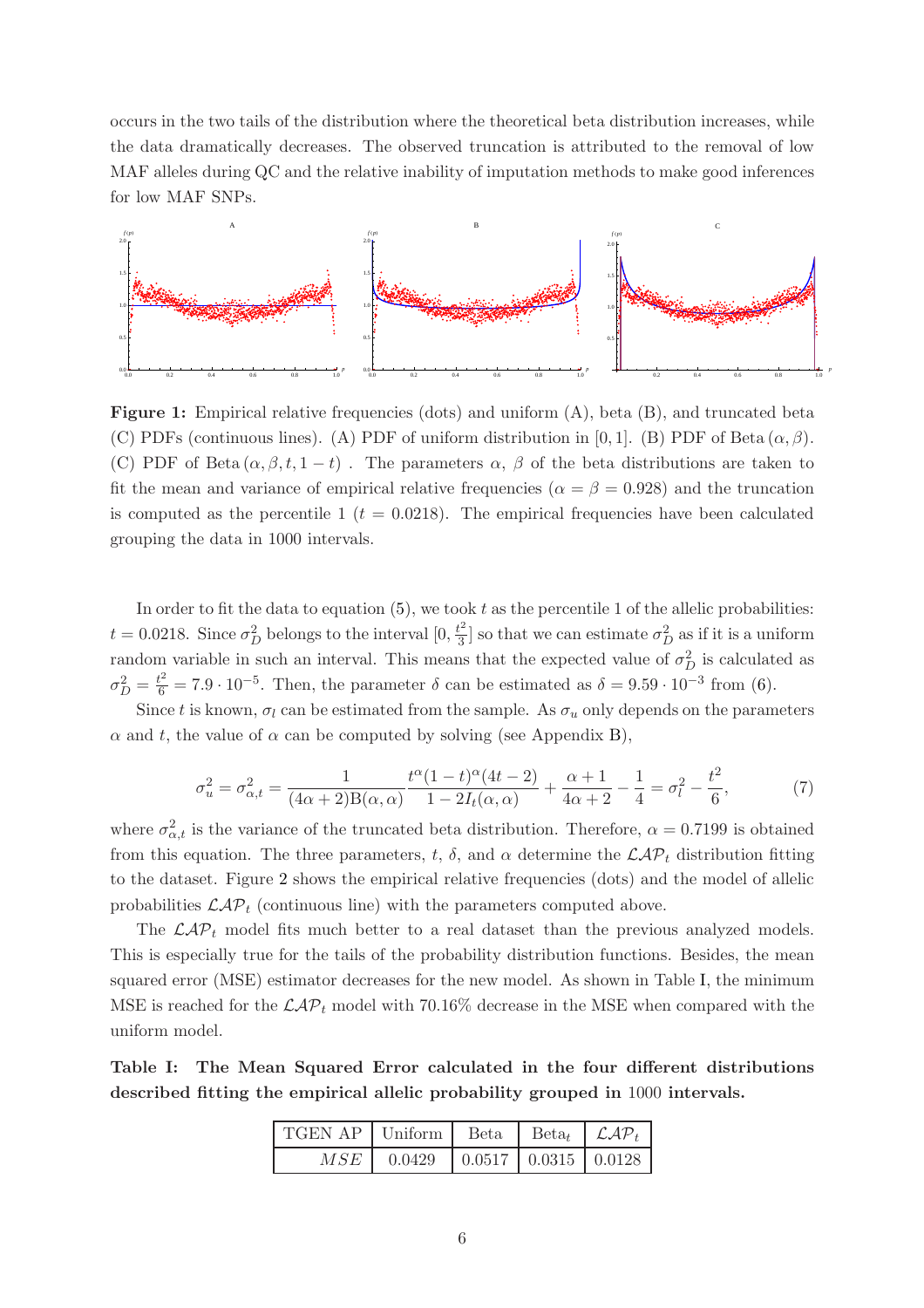occurs in the two tails of the distribution where the theoretical beta distribution increases, while the data dramatically decreases. The observed truncation is attributed to the removal of low MAF alleles during QC and the relative inability of imputation methods to make good inferences for low MAF SNPs.

**Figure 1:** Empirical relative frequencies (dots) and uniform (A), beta (B), and truncated beta (C) PDFs (continuous lines). (A) PDF of uniform distribution in $[0, 1]$. (B) PDF of Beta $(\alpha, \beta)$. (C) PDF of Beta $(\alpha, \beta, t, 1-t)$ . The parameters $\alpha$, $\beta$ of the beta distributions are taken to fit the mean and variance of empirical relative frequencies ($\alpha = \beta = 0.928$) and the truncation is computed as the percentile 1 ($t = 0.0218$). The empirical frequencies have been calculated grouping the data in 1000 intervals.

In order to fit the data to equation (5), we took $t$ as the percentile 1 of the allelic probabilities: $t = 0.0218$. Since $\sigma_D^2$ belongs to the interval $[0, \frac{t^2}{3}]$ so that we can estimate $\sigma_D^2$ as if it is a uniform random variable in such an interval. This means that the expected value of $\sigma_D^2$ is calculated as $\sigma_D^2 = \frac{t^2}{6} = 7.9 \cdot 10^{-5}$. Then, the parameter $\delta$ can be estimated as $\delta = 9.59 \cdot 10^{-3}$ from (6).

Since $t$ is known, $\sigma_l$ can be estimated from the sample. As $\sigma_u$ only depends on the parameters $\alpha$ and $t$, the value of $\alpha$ can be computed by solving (see Appendix B),

$$\sigma_u^2 = \sigma_{\alpha,t}^2 = \frac{1}{(4\alpha+2)\mathrm{B}(\alpha,\alpha)} \frac{t^{\alpha}(1-t)^{\alpha}(4t-2)}{1-2I_t(\alpha,\alpha)} + \frac{\alpha+1}{4\alpha+2} - \frac{1}{4} = \sigma_l^2 - \frac{t^2}{6}, \tag{7}$$

where $\sigma_{\alpha,t}^2$ is the variance of the truncated beta distribution. Therefore, $\alpha = 0.7199$ is obtained from this equation. The three parameters, $t$, $\delta$, and $\alpha$ determine the $\mathcal{LAP}_t$ distribution fitting to the dataset. Figure 2 shows the empirical relative frequencies (dots) and the model of allelic probabilities $\mathcal{LAP}_t$ (continuous line) with the parameters computed above.

The $\mathcal{LAP}_t$ model fits much better to a real dataset than the previous analyzed models. This is especially true for the tails of the probability distribution functions. Besides, the mean squared error (MSE) estimator decreases for the new model. As shown in Table I, the minimum MSE is reached for the $\mathcal{LAP}_t$ model with 70.16% decrease in the MSE when compared with the uniform model.

**Table I: The Mean Squared Error calculated in the four different distributions described fitting the empirical allelic probability grouped in 1000 intervals.**

| TGEN AP | Uniform | Beta | Beta$_t$ | $\mathcal{LAP}_t$ |
|---|---|---|---|---|
| $MSE$ | 0.0429 | 0.0517 | 0.0315 | 0.0128 |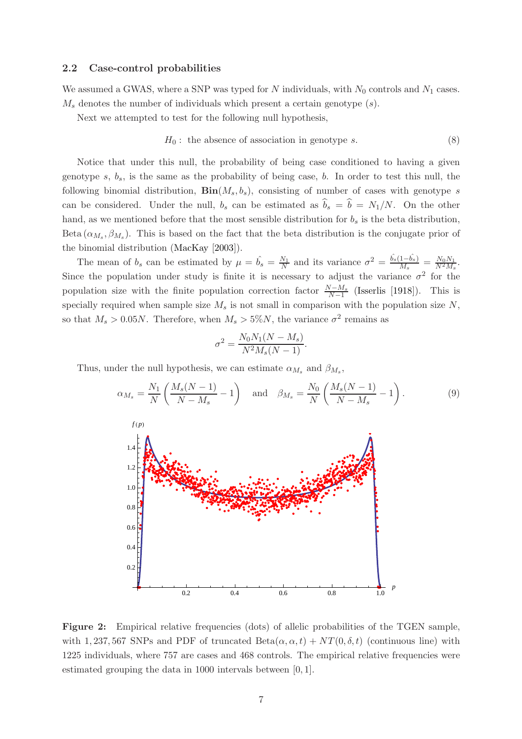### 2.2 Case-control probabilities

We assumed a GWAS, where a SNP was typed for $N$ individuals, with $N_0$ controls and $N_1$ cases. $M_s$ denotes the number of individuals which present a certain genotype $(s)$.

Next we attempted to test for the following null hypothesis,

$$H_0 : \text{ the absence of association in genotype } s. \tag{8}$$

Notice that under this null, the probability of being case conditioned to having a given genotype $s$, $b_s$, is the same as the probability of being case, $b$. In order to test this null, the following binomial distribution, $\mathbf{Bin}(M_s, b_s)$, consisting of number of cases with genotype $s$ can be considered. Under the null, $b_s$ can be estimated as $\widehat{b}_s = \widehat{b} = N_1/N$. On the other hand, as we mentioned before that the most sensible distribution for $b_s$ is the beta distribution, $\text{Beta}(\alpha_{M_s}, \beta_{M_s})$. This is based on the fact that the beta distribution is the conjugate prior of the binomial distribution (MacKay [2003]).

The mean of $b_s$ can be estimated by $\mu = \hat{b_s} = \frac{N_1}{N}$ and its variance $\sigma^2 = \frac{\hat{b_s}(1-\hat{b_s})}{M_s} = \frac{N_0 N_1}{N^2 M_s}$. Since the population under study is finite it is necessary to adjust the variance $\sigma^2$ for the population size with the finite population correction factor $\frac{N-M_s}{N-1}$ (Isserlis [1918]). This is specially required when sample size $M_s$ is not small in comparison with the population size $N$, so that $M_s > 0.05N$. Therefore, when $M_s > 5\%N$, the variance $\sigma^2$ remains as

$$\sigma^2 = \frac{N_0 N_1 (N - M_s)}{N^2 M_s (N - 1)}.$$

Thus, under the null hypothesis, we can estimate $\alpha_{M_s}$ and $\beta_{M_s}$,

$$\alpha_{M_s} = \frac{N_1}{N}\left(\frac{M_s(N-1)}{N-M_s} - 1\right) \quad \text{and} \quad \beta_{M_s} = \frac{N_0}{N}\left(\frac{M_s(N-1)}{N-M_s} - 1\right). \tag{9}$$

**Figure 2:** Empirical relative frequencies (dots) of allelic probabilities of the TGEN sample, with 1,237,567 SNPs and PDF of truncated $\text{Beta}(\alpha, \alpha, t) + NT(0, \delta, t)$ (continuous line) with 1225 individuals, where 757 are cases and 468 controls. The empirical relative frequencies were estimated grouping the data in 1000 intervals between $[0, 1]$.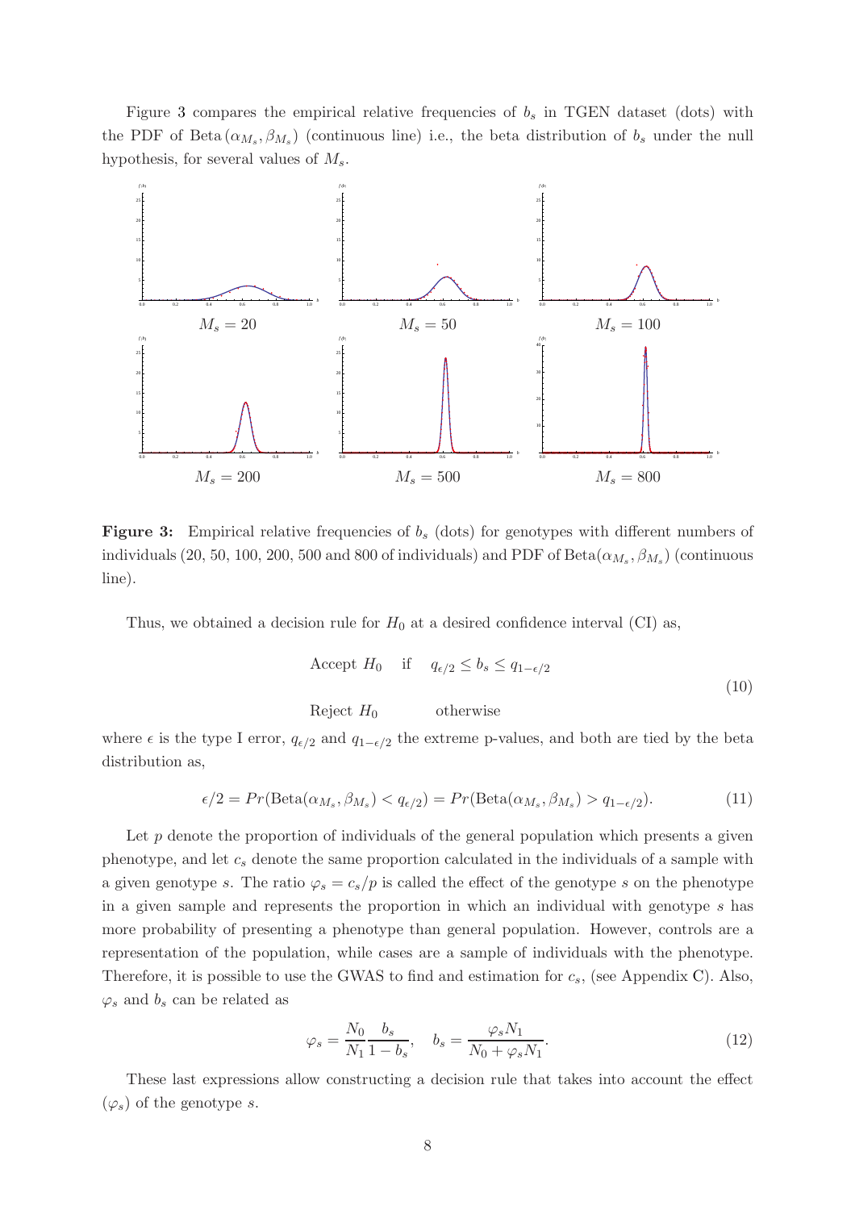Figure 3 compares the empirical relative frequencies of $b_s$ in TGEN dataset (dots) with the PDF of $\text{Beta}(\alpha_{M_s}, \beta_{M_s})$ (continuous line) i.e., the beta distribution of $b_s$ under the null hypothesis, for several values of $M_s$.

$M_s = 20$ $M_s = 50$ $M_s = 100$

$M_s = 200$ $M_s = 500$ $M_s = 800$

**Figure 3:** Empirical relative frequencies of $b_s$ (dots) for genotypes with different numbers of individuals (20, 50, 100, 200, 500 and 800 of individuals) and PDF of $\text{Beta}(\alpha_{M_s}, \beta_{M_s})$ (continuous line).

Thus, we obtained a decision rule for $H_0$ at a desired confidence interval (CI) as,

$$
\begin{aligned}
&\text{Accept } H_0 \quad \text{if} \quad q_{\epsilon/2} \leq b_s \leq q_{1-\epsilon/2} \\
&\text{Reject } H_0 \qquad \text{otherwise}
\end{aligned}
\tag{10}
$$

where $\epsilon$ is the type I error, $q_{\epsilon/2}$ and $q_{1-\epsilon/2}$ the extreme p-values, and both are tied by the beta distribution as,

$$
\epsilon/2 = Pr(\text{Beta}(\alpha_{M_s}, \beta_{M_s}) < q_{\epsilon/2}) = Pr(\text{Beta}(\alpha_{M_s}, \beta_{M_s}) > q_{1-\epsilon/2}). \tag{11}
$$

Let $p$ denote the proportion of individuals of the general population which presents a given phenotype, and let $c_s$ denote the same proportion calculated in the individuals of a sample with a given genotype $s$. The ratio $\varphi_s = c_s/p$ is called the effect of the genotype $s$ on the phenotype in a given sample and represents the proportion in which an individual with genotype $s$ has more probability of presenting a phenotype than general population. However, controls are a representation of the population, while cases are a sample of individuals with the phenotype. Therefore, it is possible to use the GWAS to find and estimation for $c_s$, (see Appendix C). Also, $\varphi_s$ and $b_s$ can be related as

$$
\varphi_s = \frac{N_0}{N_1}\frac{b_s}{1-b_s}, \quad b_s = \frac{\varphi_s N_1}{N_0 + \varphi_s N_1}. \tag{12}
$$

These last expressions allow constructing a decision rule that takes into account the effect ($\varphi_s$) of the genotype $s$.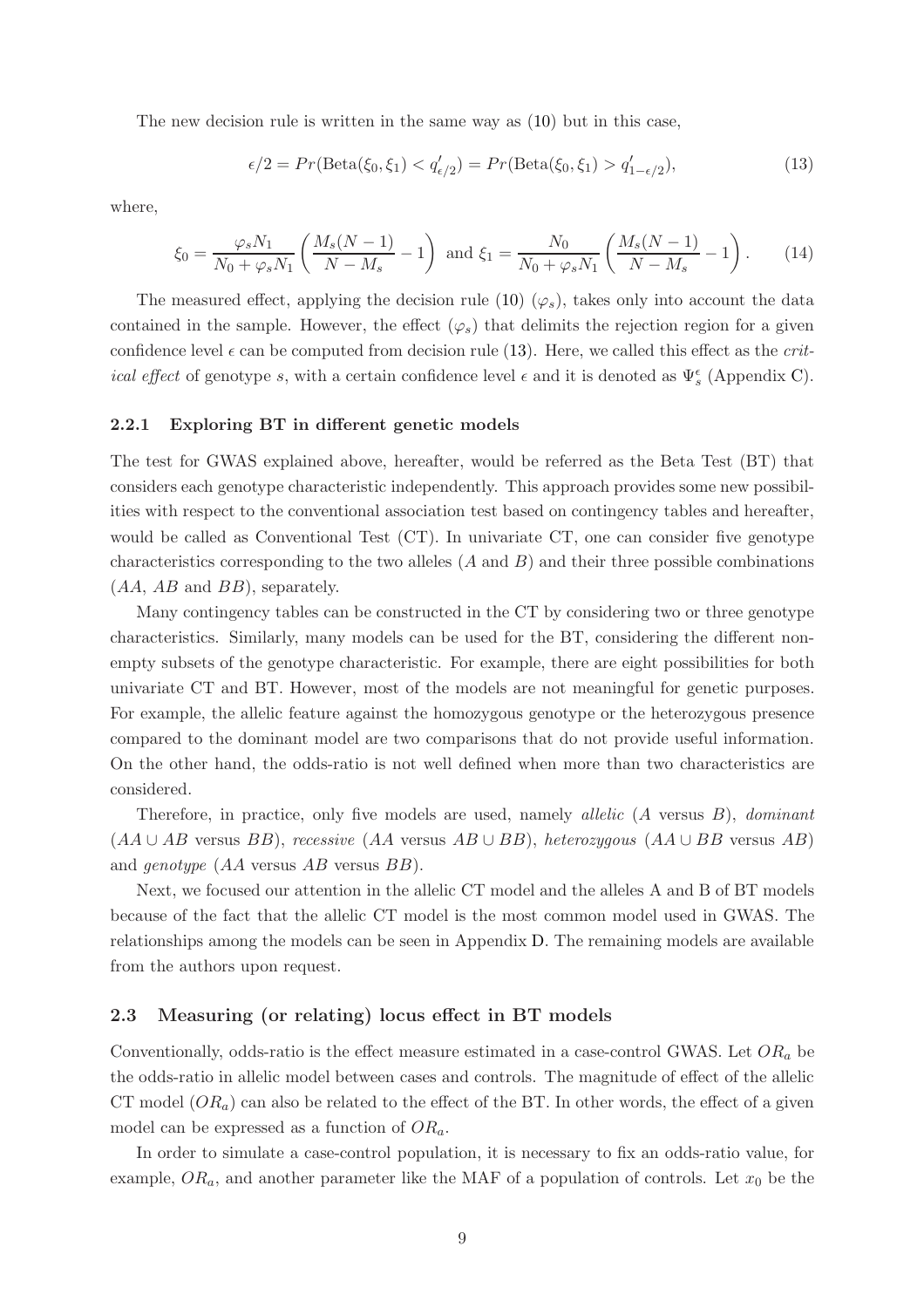The new decision rule is written in the same way as (10) but in this case,

$$\epsilon/2 = Pr(\text{Beta}(\xi_0, \xi_1) < q'_{\epsilon/2}) = Pr(\text{Beta}(\xi_0, \xi_1) > q'_{1-\epsilon/2}), \tag{13}$$

where,

$$\xi_0 = \frac{\varphi_s N_1}{N_0 + \varphi_s N_1}\left(\frac{M_s(N-1)}{N - M_s} - 1\right) \text{ and } \xi_1 = \frac{N_0}{N_0 + \varphi_s N_1}\left(\frac{M_s(N-1)}{N - M_s} - 1\right). \tag{14}$$

The measured effect, applying the decision rule (10) ($\varphi_s$), takes only into account the data contained in the sample. However, the effect ($\varphi_s$) that delimits the rejection region for a given confidence level $\epsilon$ can be computed from decision rule (13). Here, we called this effect as the *critical effect* of genotype $s$, with a certain confidence level $\epsilon$ and it is denoted as $\Psi_s^\epsilon$ (Appendix C).

### 2.2.1 Exploring BT in different genetic models

The test for GWAS explained above, hereafter, would be referred as the Beta Test (BT) that considers each genotype characteristic independently. This approach provides some new possibilities with respect to the conventional association test based on contingency tables and hereafter, would be called as Conventional Test (CT). In univariate CT, one can consider five genotype characteristics corresponding to the two alleles ($A$ and $B$) and their three possible combinations ($AA$, $AB$ and $BB$), separately.

Many contingency tables can be constructed in the CT by considering two or three genotype characteristics. Similarly, many models can be used for the BT, considering the different non-empty subsets of the genotype characteristic. For example, there are eight possibilities for both univariate CT and BT. However, most of the models are not meaningful for genetic purposes. For example, the allelic feature against the homozygous genotype or the heterozygous presence compared to the dominant model are two comparisons that do not provide useful information. On the other hand, the odds-ratio is not well defined when more than two characteristics are considered.

Therefore, in practice, only five models are used, namely *allelic* ($A$ versus $B$), *dominant* ($AA \cup AB$ versus $BB$), *recessive* ($AA$ versus $AB \cup BB$), *heterozygous* ($AA \cup BB$ versus $AB$) and *genotype* ($AA$ versus $AB$ versus $BB$).

Next, we focused our attention in the allelic CT model and the alleles A and B of BT models because of the fact that the allelic CT model is the most common model used in GWAS. The relationships among the models can be seen in Appendix D. The remaining models are available from the authors upon request.

## 2.3 Measuring (or relating) locus effect in BT models

Conventionally, odds-ratio is the effect measure estimated in a case-control GWAS. Let $OR_a$ be the odds-ratio in allelic model between cases and controls. The magnitude of effect of the allelic CT model ($OR_a$) can also be related to the effect of the BT. In other words, the effect of a given model can be expressed as a function of $OR_a$.

In order to simulate a case-control population, it is necessary to fix an odds-ratio value, for example, $OR_a$, and another parameter like the MAF of a population of controls. Let $x_0$ be the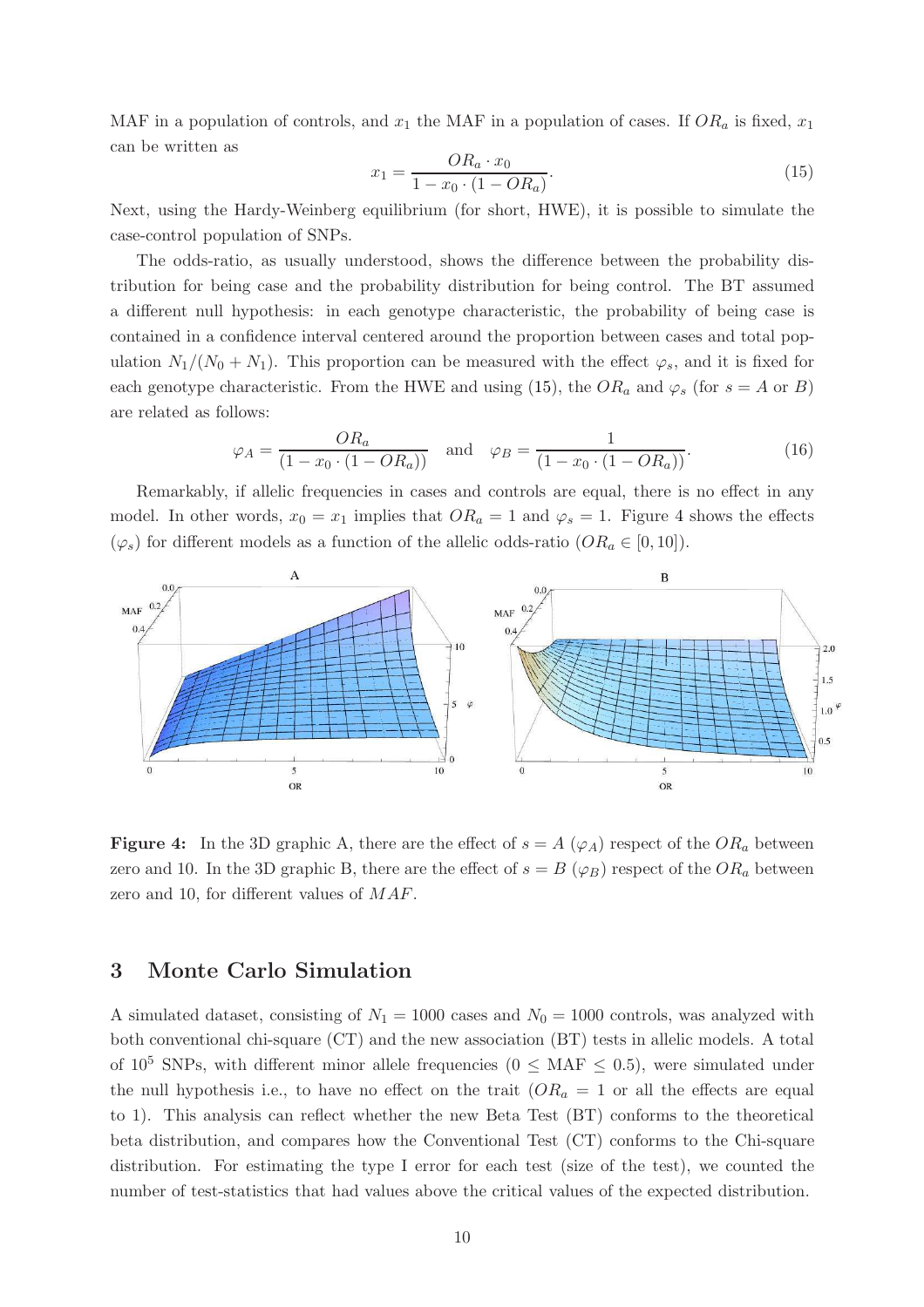MAF in a population of controls, and $x_1$ the MAF in a population of cases. If $OR_a$ is fixed, $x_1$ can be written as

$$x_1 = \frac{OR_a \cdot x_0}{1 - x_0 \cdot (1 - OR_a)}. \tag{15}$$

Next, using the Hardy-Weinberg equilibrium (for short, HWE), it is possible to simulate the case-control population of SNPs.

The odds-ratio, as usually understood, shows the difference between the probability distribution for being case and the probability distribution for being control. The BT assumed a different null hypothesis: in each genotype characteristic, the probability of being case is contained in a confidence interval centered around the proportion between cases and total population $N_1/(N_0 + N_1)$. This proportion can be measured with the effect $\varphi_s$, and it is fixed for each genotype characteristic. From the HWE and using (15), the $OR_a$ and $\varphi_s$ (for $s = A$ or $B$) are related as follows:

$$\varphi_A = \frac{OR_a}{(1 - x_0 \cdot (1 - OR_a))} \quad \text{and} \quad \varphi_B = \frac{1}{(1 - x_0 \cdot (1 - OR_a))}. \tag{16}$$

Remarkably, if allelic frequencies in cases and controls are equal, there is no effect in any model. In other words, $x_0 = x_1$ implies that $OR_a = 1$ and $\varphi_s = 1$. Figure 4 shows the effects ($\varphi_s$) for different models as a function of the allelic odds-ratio ($OR_a \in [0, 10]$).

**Figure 4:** In the 3D graphic A, there are the effect of $s = A$ ($\varphi_A$) respect of the $OR_a$ between zero and 10. In the 3D graphic B, there are the effect of $s = B$ ($\varphi_B$) respect of the $OR_a$ between zero and 10, for different values of $MAF$.

## 3 Monte Carlo Simulation

A simulated dataset, consisting of $N_1 = 1000$ cases and $N_0 = 1000$ controls, was analyzed with both conventional chi-square (CT) and the new association (BT) tests in allelic models. A total of $10^5$ SNPs, with different minor allele frequencies ($0 \leq \text{MAF} \leq 0.5$), were simulated under the null hypothesis i.e., to have no effect on the trait ($OR_a = 1$ or all the effects are equal to 1). This analysis can reflect whether the new Beta Test (BT) conforms to the theoretical beta distribution, and compares how the Conventional Test (CT) conforms to the Chi-square distribution. For estimating the type I error for each test (size of the test), we counted the number of test-statistics that had values above the critical values of the expected distribution.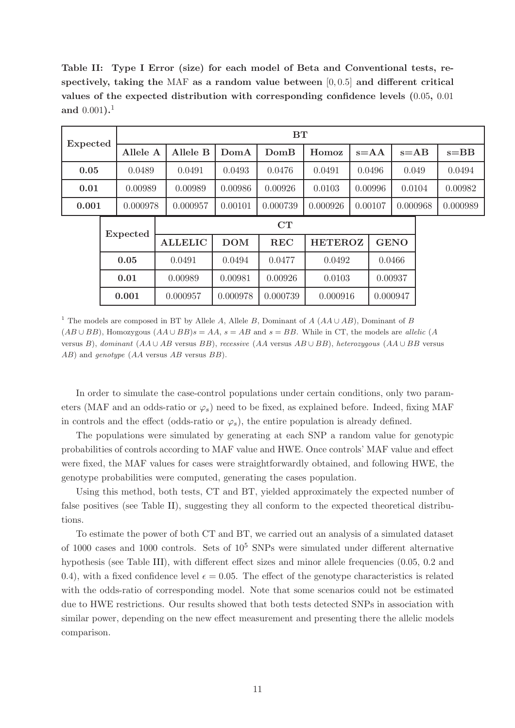**Table II: Type I Error (size) for each model of Beta and Conventional tests, respectively, taking the MAF as a random value between $[0, 0.5]$ and different critical values of the expected distribution with corresponding confidence levels (0.05, 0.01 and 0.001).**[1]

| Expected | BT | | | | | | | |
|---|---|---|---|---|---|---|---|---|
| | **Allele A** | **Allele B** | **DomA** | **DomB** | **Homoz** | **s=AA** | **s=AB** | **s=BB** |
| **0.05** | 0.0489 | 0.0491 | 0.0493 | 0.0476 | 0.0491 | 0.0496 | 0.049 | 0.0494 |
| **0.01** | 0.00989 | 0.00989 | 0.00986 | 0.00926 | 0.0103 | 0.00996 | 0.0104 | 0.00982 |
| **0.001** | 0.000978 | 0.000957 | 0.00101 | 0.000739 | 0.000926 | 0.00107 | 0.000968 | 0.000989 |

| Expected | CT | | | | |
|---|---|---|---|---|---|
| | **ALLELIC** | **DOM** | **REC** | **HETEROZ** | **GENO** |
| **0.05** | 0.0491 | 0.0494 | 0.0477 | 0.0492 | 0.0466 |
| **0.01** | 0.00989 | 0.00981 | 0.00926 | 0.0103 | 0.00937 |
| **0.001** | 0.000957 | 0.000978 | 0.000739 | 0.000916 | 0.000947 |

[1] The models are composed in BT by Allele $A$, Allele $B$, Dominant of $A$ ($AA \cup AB$), Dominant of $B$ ($AB \cup BB$), Homozygous ($AA \cup BB$)$s = AA$, $s = AB$ and $s = BB$. While in CT, the models are *allelic* ($A$ versus $B$), *dominant* ($AA \cup AB$ versus $BB$), *recessive* ($AA$ versus $AB \cup BB$), *heterozygous* ($AA \cup BB$ versus $AB$) and *genotype* ($AA$ versus $AB$ versus $BB$).

In order to simulate the case-control populations under certain conditions, only two parameters (MAF and an odds-ratio or $\varphi_s$) need to be fixed, as explained before. Indeed, fixing MAF in controls and the effect (odds-ratio or $\varphi_s$), the entire population is already defined.

The populations were simulated by generating at each SNP a random value for genotypic probabilities of controls according to MAF value and HWE. Once controls' MAF value and effect were fixed, the MAF values for cases were straightforwardly obtained, and following HWE, the genotype probabilities were computed, generating the cases population.

Using this method, both tests, CT and BT, yielded approximately the expected number of false positives (see Table II), suggesting they all conform to the expected theoretical distributions.

To estimate the power of both CT and BT, we carried out an analysis of a simulated dataset of 1000 cases and 1000 controls. Sets of $10^5$ SNPs were simulated under different alternative hypothesis (see Table III), with different effect sizes and minor allele frequencies (0.05, 0.2 and 0.4), with a fixed confidence level $\epsilon = 0.05$. The effect of the genotype characteristics is related with the odds-ratio of corresponding model. Note that some scenarios could not be estimated due to HWE restrictions. Our results showed that both tests detected SNPs in association with similar power, depending on the new effect measurement and presenting there the allelic models comparison.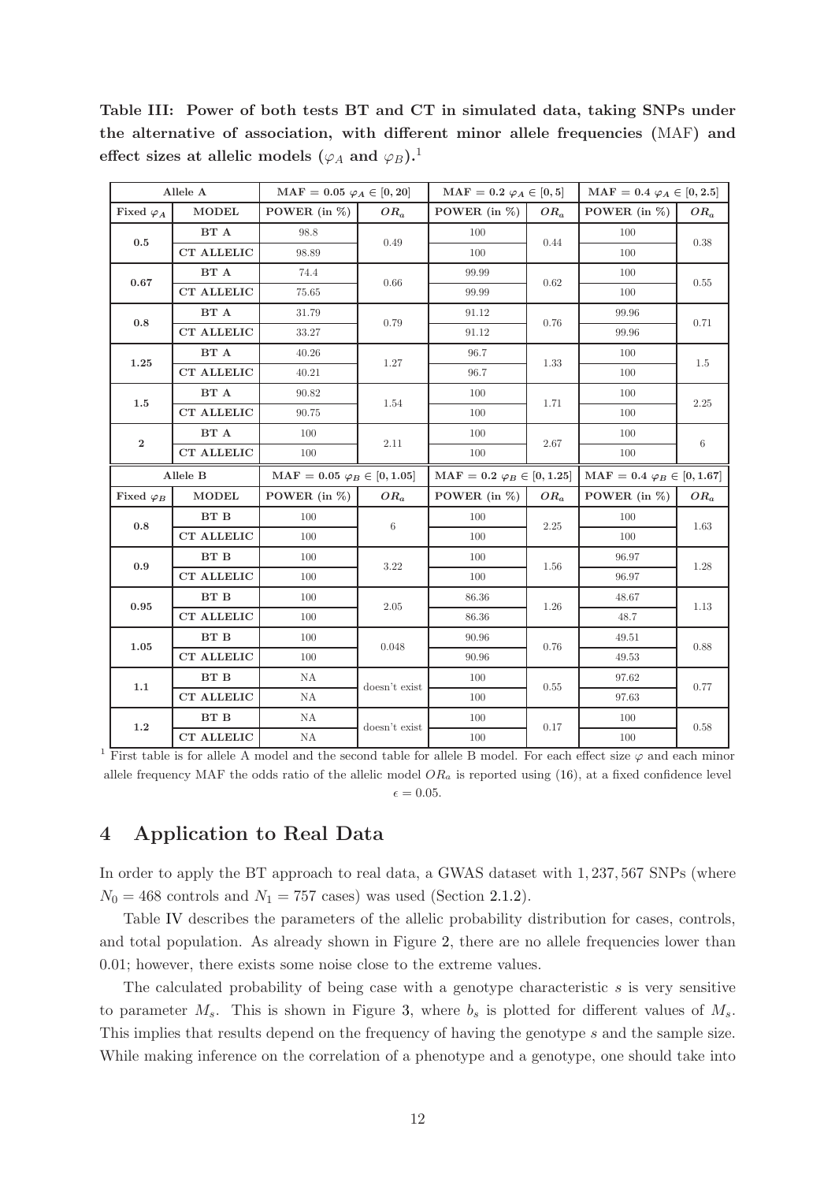**Table III: Power of both tests BT and CT in simulated data, taking SNPs under the alternative of association, with different minor allele frequencies (MAF) and effect sizes at allelic models ($\varphi_A$ and $\varphi_B$).**[1]

| Allele A | | MAF = 0.05 $\varphi_A \in [0, 20]$ | | MAF = 0.2 $\varphi_A \in [0, 5]$ | | MAF = 0.4 $\varphi_A \in [0, 2.5]$ | |
|---|---|---|---|---|---|---|---|
| Fixed $\varphi_A$ | MODEL | POWER (in %) | $OR_a$ | POWER (in %) | $OR_a$ | POWER (in %) | $OR_a$ |
| 0.5 | BT A | 98.8 | 0.49 | 100 | 0.44 | 100 | 0.38 |
| | CT ALLELIC | 98.89 | | 100 | | 100 | |
| 0.67 | BT A | 74.4 | 0.66 | 99.99 | 0.62 | 100 | 0.55 |
| | CT ALLELIC | 75.65 | | 99.99 | | 100 | |
| 0.8 | BT A | 31.79 | 0.79 | 91.12 | 0.76 | 99.96 | 0.71 |
| | CT ALLELIC | 33.27 | | 91.12 | | 99.96 | |
| 1.25 | BT A | 40.26 | 1.27 | 96.7 | 1.33 | 100 | 1.5 |
| | CT ALLELIC | 40.21 | | 96.7 | | 100 | |
| 1.5 | BT A | 90.82 | 1.54 | 100 | 1.71 | 100 | 2.25 |
| | CT ALLELIC | 90.75 | | 100 | | 100 | |
| 2 | BT A | 100 | 2.11 | 100 | 2.67 | 100 | 6 |
| | CT ALLELIC | 100 | | 100 | | 100 | |
| **Allele B** | | **MAF = 0.05 $\varphi_B \in [0, 1.05]$** | | **MAF = 0.2 $\varphi_B \in [0, 1.25]$** | | **MAF = 0.4 $\varphi_B \in [0, 1.67]$** | |
| **Fixed $\varphi_B$** | **MODEL** | **POWER (in %)** | **$OR_a$** | **POWER (in %)** | **$OR_a$** | **POWER (in %)** | **$OR_a$** |
| 0.8 | BT B | 100 | 6 | 100 | 2.25 | 100 | 1.63 |
| | CT ALLELIC | 100 | | 100 | | 100 | |
| 0.9 | BT B | 100 | 3.22 | 100 | 1.56 | 96.97 | 1.28 |
| | CT ALLELIC | 100 | | 100 | | 96.97 | |
| 0.95 | BT B | 100 | 2.05 | 86.36 | 1.26 | 48.67 | 1.13 |
| | CT ALLELIC | 100 | | 86.36 | | 48.7 | |
| 1.05 | BT B | 100 | 0.048 | 90.96 | 0.76 | 49.51 | 0.88 |
| | CT ALLELIC | 100 | | 90.96 | | 49.53 | |
| 1.1 | BT B | NA | doesn't exist | 100 | 0.55 | 97.62 | 0.77 |
| | CT ALLELIC | NA | | 100 | | 97.63 | |
| 1.2 | BT B | NA | doesn't exist | 100 | 0.17 | 100 | 0.58 |
| | CT ALLELIC | NA | | 100 | | 100 | |

[1] First table is for allele A model and the second table for allele B model. For each effect size $\varphi$ and each minor allele frequency MAF the odds ratio of the allelic model $OR_a$ is reported using (16), at a fixed confidence level $\epsilon = 0.05$.

# 4 Application to Real Data

In order to apply the BT approach to real data, a GWAS dataset with 1,237,567 SNPs (where $N_0 = 468$ controls and $N_1 = 757$ cases) was used (Section 2.1.2).

Table IV describes the parameters of the allelic probability distribution for cases, controls, and total population. As already shown in Figure 2, there are no allele frequencies lower than 0.01; however, there exists some noise close to the extreme values.

The calculated probability of being case with a genotype characteristic $s$ is very sensitive to parameter $M_s$. This is shown in Figure 3, where $b_s$ is plotted for different values of $M_s$. This implies that results depend on the frequency of having the genotype $s$ and the sample size. While making inference on the correlation of a phenotype and a genotype, one should take into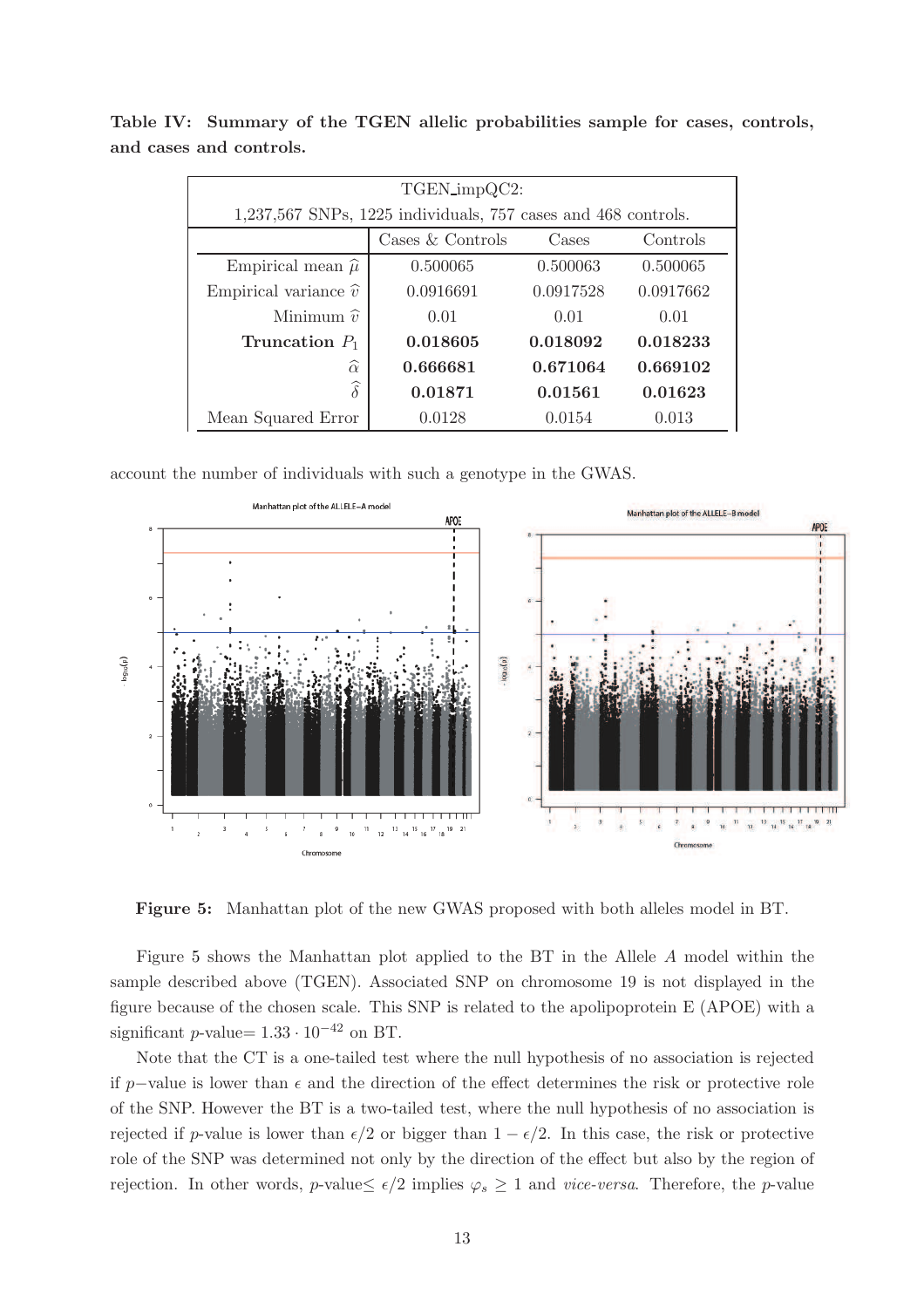**Table IV: Summary of the TGEN allelic probabilities sample for cases, controls, and cases and controls.**

| TGEN_impQC2: 1,237,567 SNPs, 1225 individuals, 757 cases and 468 controls. | | | |
|---|---|---|---|
| | Cases & Controls | Cases | Controls |
| Empirical mean $\widehat{\mu}$ | 0.500065 | 0.500063 | 0.500065 |
| Empirical variance $\widehat{v}$ | 0.0916691 | 0.0917528 | 0.0917662 |
| Minimum $\widehat{v}$ | 0.01 | 0.01 | 0.01 |
| **Truncation $P_1$** | **0.018605** | **0.018092** | **0.018233** |
| $\widehat{\alpha}$ | **0.666681** | **0.671064** | **0.669102** |
| $\widehat{\delta}$ | **0.01871** | **0.01561** | **0.01623** |
| Mean Squared Error | 0.0128 | 0.0154 | 0.013 |

account the number of individuals with such a genotype in the GWAS.

**Figure 5:** Manhattan plot of the new GWAS proposed with both alleles model in BT.

Figure 5 shows the Manhattan plot applied to the BT in the Allele $A$ model within the sample described above (TGEN). Associated SNP on chromosome 19 is not displayed in the figure because of the chosen scale. This SNP is related to the apolipoprotein E (APOE) with a significant $p$-value$= 1.33 \cdot 10^{-42}$ on BT.

Note that the CT is a one-tailed test where the null hypothesis of no association is rejected if $p-$value is lower than $\epsilon$ and the direction of the effect determines the risk or protective role of the SNP. However the BT is a two-tailed test, where the null hypothesis of no association is rejected if $p$-value is lower than $\epsilon/2$ or bigger than $1 - \epsilon/2$. In this case, the risk or protective role of the SNP was determined not only by the direction of the effect but also by the region of rejection. In other words, $p$-value$\leq \epsilon/2$ implies $\varphi_s \geq 1$ and *vice-versa*. Therefore, the $p$-value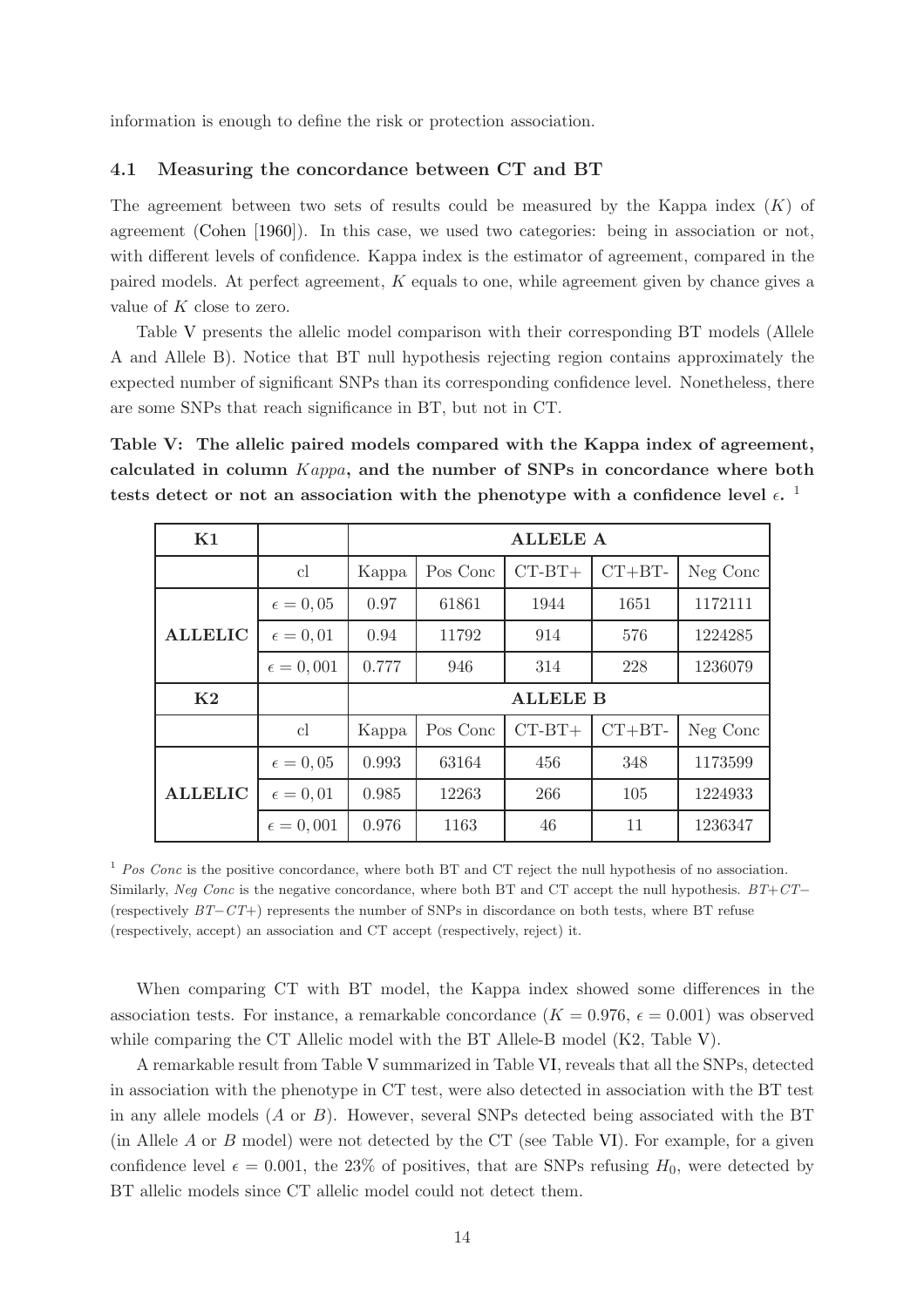information is enough to define the risk or protection association.

### 4.1 Measuring the concordance between CT and BT

The agreement between two sets of results could be measured by the Kappa index ($K$) of agreement (Cohen [1960]). In this case, we used two categories: being in association or not, with different levels of confidence. Kappa index is the estimator of agreement, compared in the paired models. At perfect agreement, $K$ equals to one, while agreement given by chance gives a value of $K$ close to zero.

Table V presents the allelic model comparison with their corresponding BT models (Allele A and Allele B). Notice that BT null hypothesis rejecting region contains approximately the expected number of significant SNPs than its corresponding confidence level. Nonetheless, there are some SNPs that reach significance in BT, but not in CT.

**Table V: The allelic paired models compared with the Kappa index of agreement, calculated in column *Kappa*, and the number of SNPs in concordance where both tests detect or not an association with the phenotype with a confidence level $\epsilon$.** [1]

| **K1** | | **ALLELE A** | | | | |
|---|---|---|---|---|---|---|
| | cl | Kappa | Pos Conc | CT-BT+ | CT+BT- | Neg Conc |
| **ALLELIC** | $\epsilon = 0,05$ | 0.97 | 61861 | 1944 | 1651 | 1172111 |
| | $\epsilon = 0,01$ | 0.94 | 11792 | 914 | 576 | 1224285 |
| | $\epsilon = 0,001$ | 0.777 | 946 | 314 | 228 | 1236079 |
| **K2** | | **ALLELE B** | | | | |
| | cl | Kappa | Pos Conc | CT-BT+ | CT+BT- | Neg Conc |
| **ALLELIC** | $\epsilon = 0,05$ | 0.993 | 63164 | 456 | 348 | 1173599 |
| | $\epsilon = 0,01$ | 0.985 | 12263 | 266 | 105 | 1224933 |
| | $\epsilon = 0,001$ | 0.976 | 1163 | 46 | 11 | 1236347 |

[1] *Pos Conc* is the positive concordance, where both BT and CT reject the null hypothesis of no association. Similarly, *Neg Conc* is the negative concordance, where both BT and CT accept the null hypothesis. $BT{+}CT{-}$ (respectively $BT{-}CT{+}$) represents the number of SNPs in discordance on both tests, where BT refuse (respectively, accept) an association and CT accept (respectively, reject) it.

When comparing CT with BT model, the Kappa index showed some differences in the association tests. For instance, a remarkable concordance ($K = 0.976$, $\epsilon = 0.001$) was observed while comparing the CT Allelic model with the BT Allele-B model (K2, Table V).

A remarkable result from Table V summarized in Table VI, reveals that all the SNPs, detected in association with the phenotype in CT test, were also detected in association with the BT test in any allele models ($A$ or $B$). However, several SNPs detected being associated with the BT (in Allele $A$ or $B$ model) were not detected by the CT (see Table VI). For example, for a given confidence level $\epsilon = 0.001$, the 23% of positives, that are SNPs refusing $H_0$, were detected by BT allelic models since CT allelic model could not detect them.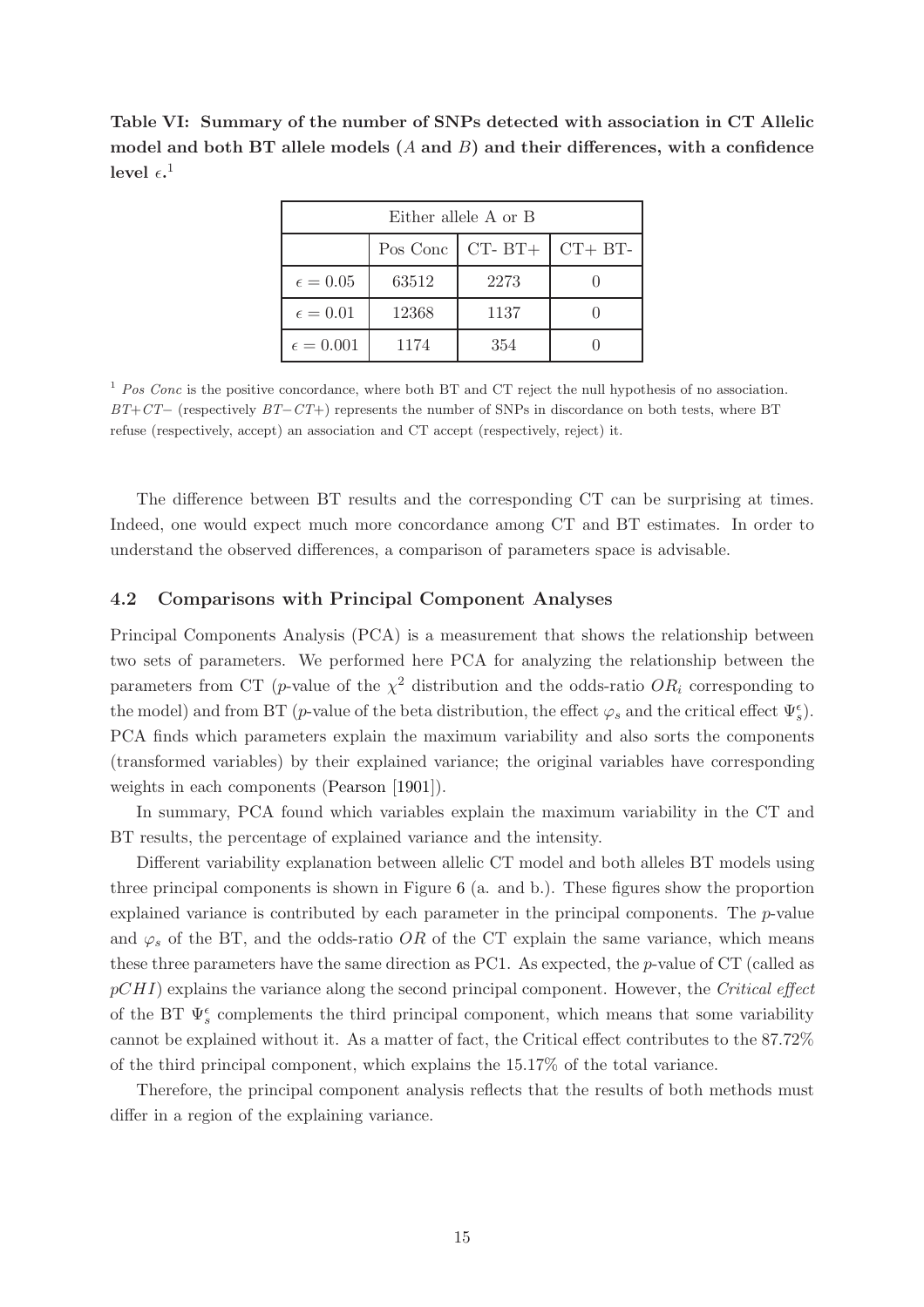**Table VI: Summary of the number of SNPs detected with association in CT Allelic model and both BT allele models ($A$ and $B$) and their differences, with a confidence level $\epsilon$.**[1]

| Either allele A or B | | | |
|---|---|---|---|
| | Pos Conc | CT- BT+ | CT+ BT- |
| $\epsilon = 0.05$ | 63512 | 2273 | 0 |
| $\epsilon = 0.01$ | 12368 | 1137 | 0 |
| $\epsilon = 0.001$ | 1174 | 354 | 0 |

[1] *Pos Conc* is the positive concordance, where both BT and CT reject the null hypothesis of no association. $BT{+}CT{-}$ (respectively $BT{-}CT{+}$) represents the number of SNPs in discordance on both tests, where BT refuse (respectively, accept) an association and CT accept (respectively, reject) it.

The difference between BT results and the corresponding CT can be surprising at times. Indeed, one would expect much more concordance among CT and BT estimates. In order to understand the observed differences, a comparison of parameters space is advisable.

### 4.2 Comparisons with Principal Component Analyses

Principal Components Analysis (PCA) is a measurement that shows the relationship between two sets of parameters. We performed here PCA for analyzing the relationship between the parameters from CT ($p$-value of the $\chi^2$ distribution and the odds-ratio $OR_i$ corresponding to the model) and from BT ($p$-value of the beta distribution, the effect $\varphi_s$ and the critical effect $\Psi_s^\epsilon$). PCA finds which parameters explain the maximum variability and also sorts the components (transformed variables) by their explained variance; the original variables have corresponding weights in each components (Pearson [1901]).

In summary, PCA found which variables explain the maximum variability in the CT and BT results, the percentage of explained variance and the intensity.

Different variability explanation between allelic CT model and both alleles BT models using three principal components is shown in Figure 6 (a. and b.). These figures show the proportion explained variance is contributed by each parameter in the principal components. The $p$-value and $\varphi_s$ of the BT, and the odds-ratio $OR$ of the CT explain the same variance, which means these three parameters have the same direction as PC1. As expected, the $p$-value of CT (called as $pCHI$) explains the variance along the second principal component. However, the *Critical effect* of the BT $\Psi_s^\epsilon$ complements the third principal component, which means that some variability cannot be explained without it. As a matter of fact, the Critical effect contributes to the 87.72% of the third principal component, which explains the 15.17% of the total variance.

Therefore, the principal component analysis reflects that the results of both methods must differ in a region of the explaining variance.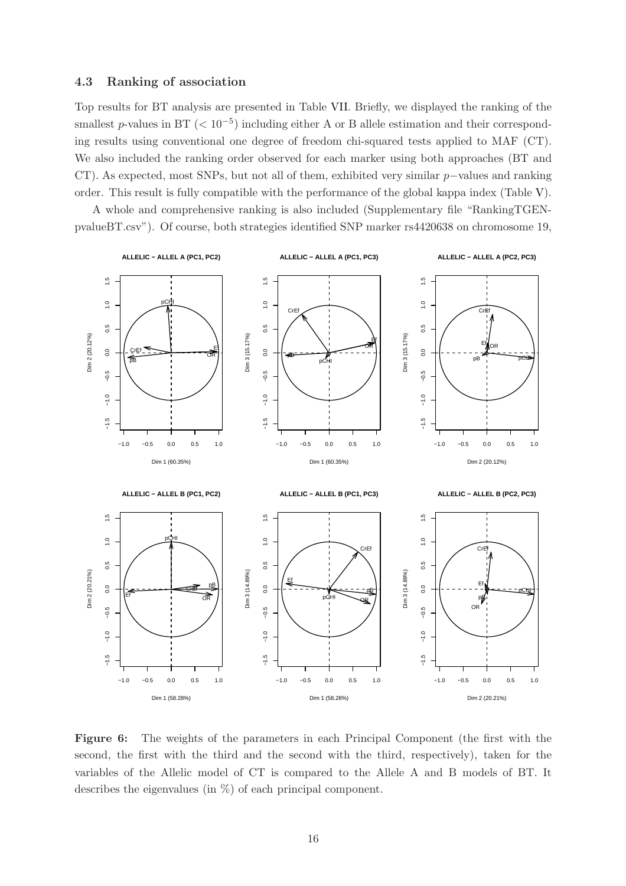### 4.3 Ranking of association

Top results for BT analysis are presented in Table VII. Briefly, we displayed the ranking of the smallest $p$-values in BT ($< 10^{-5}$) including either A or B allele estimation and their corresponding results using conventional one degree of freedom chi-squared tests applied to MAF (CT). We also included the ranking order observed for each marker using both approaches (BT and CT). As expected, most SNPs, but not all of them, exhibited very similar $p-$values and ranking order. This result is fully compatible with the performance of the global kappa index (Table V).

A whole and comprehensive ranking is also included (Supplementary file "RankingTGENpvalueBT.csv"). Of course, both strategies identified SNP marker rs4420638 on chromosome 19,

**Figure 6:** The weights of the parameters in each Principal Component (the first with the second, the first with the third and the second with the third, respectively), taken for the variables of the Allelic model of CT is compared to the Allele A and B models of BT. It describes the eigenvalues (in %) of each principal component.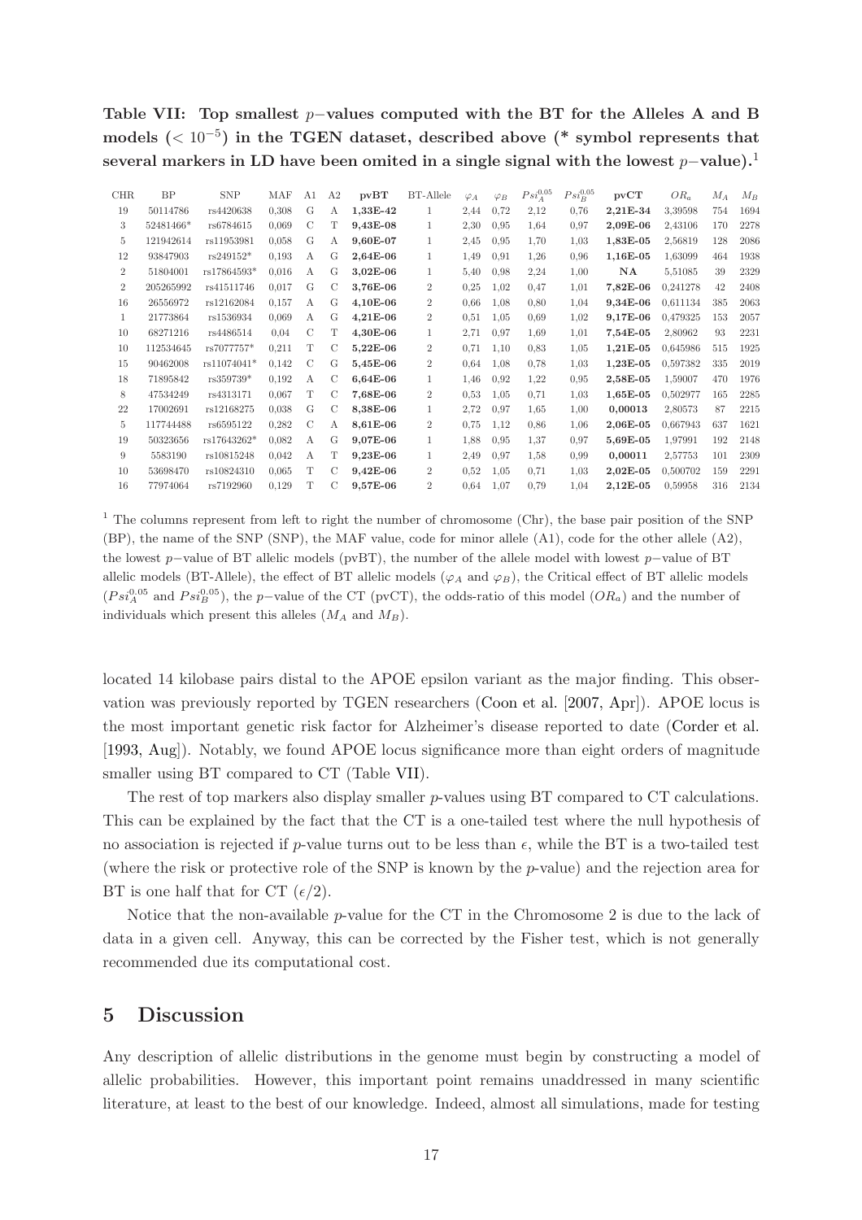**Table VII: Top smallest $p-$values computed with the BT for the Alleles A and B models ($< 10^{-5}$) in the TGEN dataset, described above (* symbol represents that several markers in LD have been omited in a single signal with the lowest $p-$value).**[1]

| CHR | BP | SNP | MAF | A1 | A2 | **pvBT** | BT-Allele | $\varphi_A$ | $\varphi_B$ | $Psi_A^{0,05}$ | $Psi_B^{0,05}$ | **pvCT** | $OR_a$ | $M_A$ | $M_B$ |
|---|---|---|---|---|---|---|---|---|---|---|---|---|---|---|---|
| 19 | 50114786 | rs4420638 | 0,308 | G | A | **1,33E-42** | 1 | 2,44 | 0,72 | 2,12 | 0,76 | **2,21E-34** | 3,39598 | 754 | 1694 |
| 3 | 52481466* | rs6784615 | 0,069 | C | T | **9,43E-08** | 1 | 2,30 | 0,95 | 1,64 | 0,97 | **2,09E-06** | 2,43106 | 170 | 2278 |
| 5 | 121942614 | rs11953981 | 0,058 | G | A | **9,60E-07** | 1 | 2,45 | 0,95 | 1,70 | 1,03 | **1,83E-05** | 2,56819 | 128 | 2086 |
| 12 | 93847903 | rs249152* | 0,193 | A | G | **2,64E-06** | 1 | 1,49 | 0,91 | 1,26 | 0,96 | **1,16E-05** | 1,63099 | 464 | 1938 |
| 2 | 51804001 | rs17864593* | 0,016 | A | G | **3,02E-06** | 1 | 5,40 | 0,98 | 2,24 | 1,00 | **NA** | 5,51085 | 39 | 2329 |
| 2 | 205265992 | rs41511746 | 0,017 | G | C | **3,76E-06** | 2 | 0,25 | 1,02 | 0,47 | 1,01 | **7,82E-06** | 0,241278 | 42 | 2408 |
| 16 | 26556972 | rs12162084 | 0,157 | A | G | **4,10E-06** | 2 | 0,66 | 1,08 | 0,80 | 1,04 | **9,34E-06** | 0,611134 | 385 | 2063 |
| 1 | 21773864 | rs1536934 | 0,069 | A | G | **4,21E-06** | 2 | 0,51 | 1,05 | 0,69 | 1,02 | **9,17E-06** | 0,479325 | 153 | 2057 |
| 10 | 68271216 | rs4486514 | 0,04 | C | T | **4,30E-06** | 1 | 2,71 | 0,97 | 1,69 | 1,01 | **7,54E-05** | 2,80962 | 93 | 2231 |
| 10 | 112534645 | rs7077757* | 0,211 | T | C | **5,22E-06** | 2 | 0,71 | 1,10 | 0,83 | 1,05 | **1,21E-05** | 0,645986 | 515 | 1925 |
| 15 | 90462008 | rs11074041* | 0,142 | C | G | **5,45E-06** | 2 | 0,64 | 1,08 | 0,78 | 1,03 | **1,23E-05** | 0,597382 | 335 | 2019 |
| 18 | 71895842 | rs359739* | 0,192 | A | C | **6,64E-06** | 1 | 1,46 | 0,92 | 1,22 | 0,95 | **2,58E-05** | 1,59007 | 470 | 1976 |
| 8 | 47534249 | rs4313171 | 0,067 | T | C | **7,68E-06** | 2 | 0,53 | 1,05 | 0,71 | 1,03 | **1,65E-05** | 0,502977 | 165 | 2285 |
| 22 | 17002691 | rs12168275 | 0,038 | G | C | **8,38E-06** | 1 | 2,72 | 0,97 | 1,65 | 1,00 | **0,00013** | 2,80573 | 87 | 2215 |
| 5 | 117744488 | rs6595122 | 0,282 | C | A | **8,61E-06** | 2 | 0,75 | 1,12 | 0,86 | 1,06 | **2,06E-05** | 0,667943 | 637 | 1621 |
| 19 | 50323656 | rs17643262* | 0,082 | A | G | **9,07E-06** | 1 | 1,88 | 0,95 | 1,37 | 0,97 | **5,69E-05** | 1,97991 | 192 | 2148 |
| 9 | 5583190 | rs10815248 | 0,042 | A | T | **9,23E-06** | 1 | 2,49 | 0,97 | 1,58 | 0,99 | **0,00011** | 2,57753 | 101 | 2309 |
| 10 | 53698470 | rs10824310 | 0,065 | T | C | **9,42E-06** | 2 | 0,52 | 1,05 | 0,71 | 1,03 | **2,02E-05** | 0,500702 | 159 | 2291 |
| 16 | 77974064 | rs7192960 | 0,129 | T | C | **9,57E-06** | 2 | 0,64 | 1,07 | 0,79 | 1,04 | **2,12E-05** | 0,59958 | 316 | 2134 |

[1] The columns represent from left to right the number of chromosome (Chr), the base pair position of the SNP (BP), the name of the SNP (SNP), the MAF value, code for minor allele (A1), code for the other allele (A2), the lowest $p-$value of BT allelic models (pvBT), the number of the allele model with lowest $p-$value of BT allelic models (BT-Allele), the effect of BT allelic models ($\varphi_A$ and $\varphi_B$), the Critical effect of BT allelic models ($Psi_A^{0,05}$ and $Psi_B^{0,05}$), the $p-$value of the CT (pvCT), the odds-ratio of this model ($OR_a$) and the number of individuals which present this alleles ($M_A$ and $M_B$).

located 14 kilobase pairs distal to the APOE epsilon variant as the major finding. This observation was previously reported by TGEN researchers (Coon et al. [2007, Apr]). APOE locus is the most important genetic risk factor for Alzheimer's disease reported to date (Corder et al. [1993, Aug]). Notably, we found APOE locus significance more than eight orders of magnitude smaller using BT compared to CT (Table VII).

The rest of top markers also display smaller *p*-values using BT compared to CT calculations. This can be explained by the fact that the CT is a one-tailed test where the null hypothesis of no association is rejected if *p*-value turns out to be less than $\epsilon$, while the BT is a two-tailed test (where the risk or protective role of the SNP is known by the *p*-value) and the rejection area for BT is one half that for CT ($\epsilon/2$).

Notice that the non-available *p*-value for the CT in the Chromosome 2 is due to the lack of data in a given cell. Anyway, this can be corrected by the Fisher test, which is not generally recommended due its computational cost.

## 5 Discussion

Any description of allelic distributions in the genome must begin by constructing a model of allelic probabilities. However, this important point remains unaddressed in many scientific literature, at least to the best of our knowledge. Indeed, almost all simulations, made for testing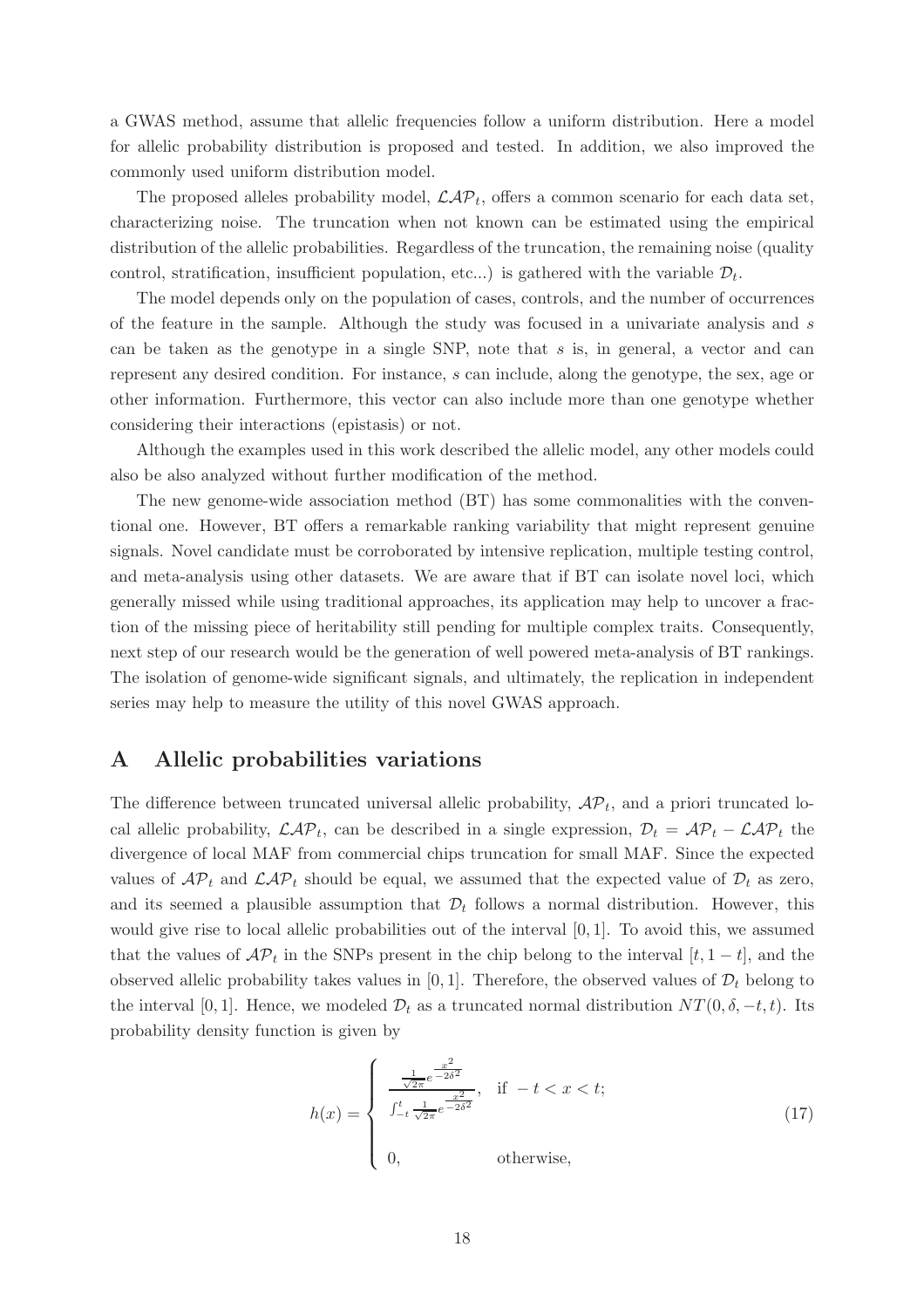a GWAS method, assume that allelic frequencies follow a uniform distribution. Here a model for allelic probability distribution is proposed and tested. In addition, we also improved the commonly used uniform distribution model.

The proposed alleles probability model, $\mathcal{LAP}_t$, offers a common scenario for each data set, characterizing noise. The truncation when not known can be estimated using the empirical distribution of the allelic probabilities. Regardless of the truncation, the remaining noise (quality control, stratification, insufficient population, etc...) is gathered with the variable $\mathcal{D}_t$.

The model depends only on the population of cases, controls, and the number of occurrences of the feature in the sample. Although the study was focused in a univariate analysis and $s$ can be taken as the genotype in a single SNP, note that $s$ is, in general, a vector and can represent any desired condition. For instance, $s$ can include, along the genotype, the sex, age or other information. Furthermore, this vector can also include more than one genotype whether considering their interactions (epistasis) or not.

Although the examples used in this work described the allelic model, any other models could also be also analyzed without further modification of the method.

The new genome-wide association method (BT) has some commonalities with the conventional one. However, BT offers a remarkable ranking variability that might represent genuine signals. Novel candidate must be corroborated by intensive replication, multiple testing control, and meta-analysis using other datasets. We are aware that if BT can isolate novel loci, which generally missed while using traditional approaches, its application may help to uncover a fraction of the missing piece of heritability still pending for multiple complex traits. Consequently, next step of our research would be the generation of well powered meta-analysis of BT rankings. The isolation of genome-wide significant signals, and ultimately, the replication in independent series may help to measure the utility of this novel GWAS approach.

# A Allelic probabilities variations

The difference between truncated universal allelic probability, $\mathcal{AP}_t$, and a priori truncated local allelic probability, $\mathcal{LAP}_t$, can be described in a single expression, $\mathcal{D}_t = \mathcal{AP}_t - \mathcal{LAP}_t$ the divergence of local MAF from commercial chips truncation for small MAF. Since the expected values of $\mathcal{AP}_t$ and $\mathcal{LAP}_t$ should be equal, we assumed that the expected value of $\mathcal{D}_t$ as zero, and its seemed a plausible assumption that $\mathcal{D}_t$ follows a normal distribution. However, this would give rise to local allelic probabilities out of the interval $[0, 1]$. To avoid this, we assumed that the values of $\mathcal{AP}_t$ in the SNPs present in the chip belong to the interval $[t, 1-t]$, and the observed allelic probability takes values in $[0, 1]$. Therefore, the observed values of $\mathcal{D}_t$ belong to the interval $[0, 1]$. Hence, we modeled $\mathcal{D}_t$ as a truncated normal distribution $NT(0, \delta, -t, t)$. Its probability density function is given by

$$h(x) = \begin{cases} \dfrac{\frac{1}{\sqrt{2\pi}} e^{\frac{x^2}{-2\delta^2}}}{\int_{-t}^{t} \frac{1}{\sqrt{2\pi}} e^{\frac{x^2}{-2\delta^2}}}, & \text{if } -t < x < t; \\ 0, & \text{otherwise,} \end{cases} \tag{17}$$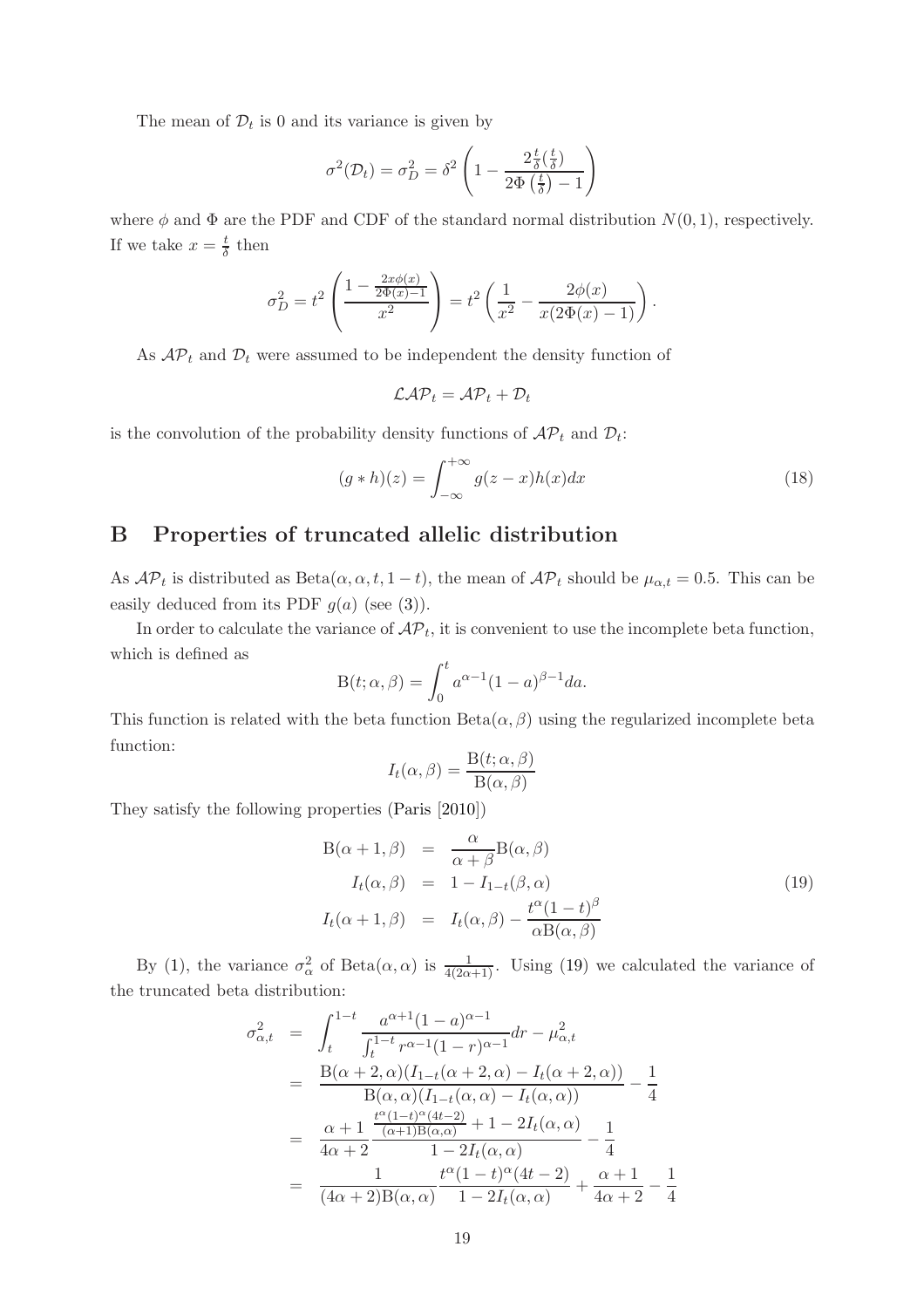The mean of $\mathcal{D}_t$ is 0 and its variance is given by

$$\sigma^2(\mathcal{D}_t) = \sigma_D^2 = \delta^2 \left(1 - \frac{2\frac{t}{\delta}(\frac{t}{\delta})}{2\Phi\left(\frac{t}{\delta}\right) - 1}\right)$$

where $\phi$ and $\Phi$ are the PDF and CDF of the standard normal distribution $N(0,1)$, respectively. If we take $x = \frac{t}{\delta}$ then

$$\sigma_D^2 = t^2 \left(\frac{1 - \frac{2x\phi(x)}{2\Phi(x)-1}}{x^2}\right) = t^2 \left(\frac{1}{x^2} - \frac{2\phi(x)}{x(2\Phi(x)-1)}\right).$$

As $\mathcal{AP}_t$ and $\mathcal{D}_t$ were assumed to be independent the density function of

$$\mathcal{LAP}_t = \mathcal{AP}_t + \mathcal{D}_t$$

is the convolution of the probability density functions of $\mathcal{AP}_t$ and $\mathcal{D}_t$:

$$(g * h)(z) = \int_{-\infty}^{+\infty} g(z-x)h(x)dx \tag{18}$$

## B Properties of truncated allelic distribution

As $\mathcal{AP}_t$ is distributed as $\text{Beta}(\alpha, \alpha, t, 1-t)$, the mean of $\mathcal{AP}_t$ should be $\mu_{\alpha,t} = 0.5$. This can be easily deduced from its PDF $g(a)$ (see (3)).

In order to calculate the variance of $\mathcal{AP}_t$, it is convenient to use the incomplete beta function, which is defined as

$$\mathrm{B}(t; \alpha, \beta) = \int_0^t a^{\alpha-1}(1-a)^{\beta-1} da.$$

This function is related with the beta function $\text{Beta}(\alpha, \beta)$ using the regularized incomplete beta function:

$$I_t(\alpha, \beta) = \frac{\mathrm{B}(t; \alpha, \beta)}{\mathrm{B}(\alpha, \beta)}$$

They satisfy the following properties (Paris [2010])

$$\begin{aligned}
\mathrm{B}(\alpha+1, \beta) &= \frac{\alpha}{\alpha+\beta}\mathrm{B}(\alpha, \beta) \\
I_t(\alpha, \beta) &= 1 - I_{1-t}(\beta, \alpha) \\
I_t(\alpha+1, \beta) &= I_t(\alpha, \beta) - \frac{t^\alpha(1-t)^\beta}{\alpha \mathrm{B}(\alpha, \beta)}
\end{aligned} \tag{19}$$

By (1), the variance $\sigma_\alpha^2$ of $\text{Beta}(\alpha, \alpha)$ is $\frac{1}{4(2\alpha+1)}$. Using (19) we calculated the variance of the truncated beta distribution:

$$\begin{aligned}
\sigma_{\alpha,t}^2 &= \int_t^{1-t} \frac{a^{\alpha+1}(1-a)^{\alpha-1}}{\int_t^{1-t} r^{\alpha-1}(1-r)^{\alpha-1}} dr - \mu_{\alpha,t}^2 \\
&= \frac{\mathrm{B}(\alpha+2, \alpha)(I_{1-t}(\alpha+2, \alpha) - I_t(\alpha+2, \alpha))}{\mathrm{B}(\alpha, \alpha)(I_{1-t}(\alpha, \alpha) - I_t(\alpha, \alpha))} - \frac{1}{4} \\
&= \frac{\alpha+1}{4\alpha+2} \frac{\frac{t^\alpha(1-t)^\alpha(4t-2)}{(\alpha+1)\mathrm{B}(\alpha,\alpha)} + 1 - 2I_t(\alpha, \alpha)}{1 - 2I_t(\alpha, \alpha)} - \frac{1}{4} \\
&= \frac{1}{(4\alpha+2)\mathrm{B}(\alpha, \alpha)} \frac{t^\alpha(1-t)^\alpha(4t-2)}{1 - 2I_t(\alpha, \alpha)} + \frac{\alpha+1}{4\alpha+2} - \frac{1}{4}
\end{aligned}$$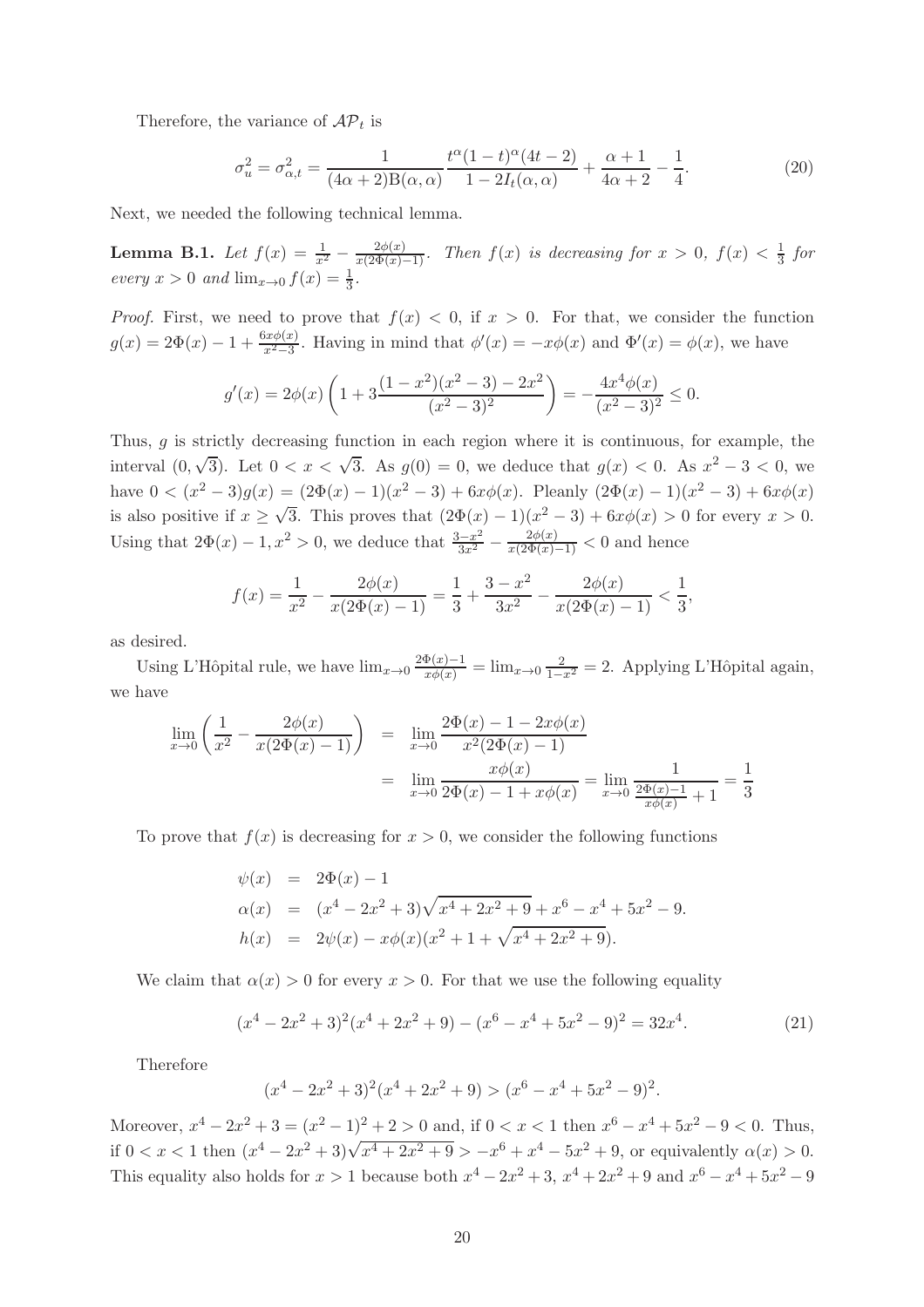Therefore, the variance of $\mathcal{AP}_t$ is

$$\sigma_u^2 = \sigma_{\alpha,t}^2 = \frac{1}{(4\alpha+2)\mathrm{B}(\alpha,\alpha)}\frac{t^\alpha(1-t)^\alpha(4t-2)}{1-2I_t(\alpha,\alpha)} + \frac{\alpha+1}{4\alpha+2} - \frac{1}{4}. \tag{20}$$

Next, we needed the following technical lemma.

**Lemma B.1.** *Let $f(x) = \frac{1}{x^2} - \frac{2\phi(x)}{x(2\Phi(x)-1)}$. Then $f(x)$ is decreasing for $x > 0$, $f(x) < \frac{1}{3}$ for every $x > 0$ and $\lim_{x\to 0} f(x) = \frac{1}{3}$.*

*Proof.* First, we need to prove that $f(x) < 0$, if $x > 0$. For that, we consider the function $g(x) = 2\Phi(x) - 1 + \frac{6x\phi(x)}{x^2-3}$. Having in mind that $\phi'(x) = -x\phi(x)$ and $\Phi'(x) = \phi(x)$, we have

$$g'(x) = 2\phi(x)\left(1 + 3\frac{(1-x^2)(x^2-3) - 2x^2}{(x^2-3)^2}\right) = -\frac{4x^4\phi(x)}{(x^2-3)^2} \leq 0.$$

Thus, $g$ is strictly decreasing function in each region where it is continuous, for example, the interval $(0, \sqrt{3})$. Let $0 < x < \sqrt{3}$. As $g(0) = 0$, we deduce that $g(x) < 0$. As $x^2 - 3 < 0$, we have $0 < (x^2-3)g(x) = (2\Phi(x)-1)(x^2-3) + 6x\phi(x)$. Pleanly $(2\Phi(x)-1)(x^2-3) + 6x\phi(x)$ is also positive if $x \geq \sqrt{3}$. This proves that $(2\Phi(x)-1)(x^2-3) + 6x\phi(x) > 0$ for every $x > 0$. Using that $2\Phi(x) - 1, x^2 > 0$, we deduce that $\frac{3-x^2}{3x^2} - \frac{2\phi(x)}{x(2\Phi(x)-1)} < 0$ and hence

$$f(x) = \frac{1}{x^2} - \frac{2\phi(x)}{x(2\Phi(x)-1)} = \frac{1}{3} + \frac{3-x^2}{3x^2} - \frac{2\phi(x)}{x(2\Phi(x)-1)} < \frac{1}{3},$$

as desired.

Using L'Hôpital rule, we have $\lim_{x\to 0}\frac{2\Phi(x)-1}{x\phi(x)} = \lim_{x\to 0}\frac{2}{1-x^2} = 2$. Applying L'Hôpital again, we have

$$\begin{aligned}
\lim_{x\to 0}\left(\frac{1}{x^2} - \frac{2\phi(x)}{x(2\Phi(x)-1)}\right) &= \lim_{x\to 0}\frac{2\Phi(x) - 1 - 2x\phi(x)}{x^2(2\Phi(x)-1)} \\
&= \lim_{x\to 0}\frac{x\phi(x)}{2\Phi(x) - 1 + x\phi(x)} = \lim_{x\to 0}\frac{1}{\frac{2\Phi(x)-1}{x\phi(x)} + 1} = \frac{1}{3}
\end{aligned}$$

To prove that $f(x)$ is decreasing for $x > 0$, we consider the following functions

$$\begin{aligned}
\psi(x) &= 2\Phi(x) - 1 \\
\alpha(x) &= (x^4 - 2x^2 + 3)\sqrt{x^4 + 2x^2 + 9} + x^6 - x^4 + 5x^2 - 9. \\
h(x) &= 2\psi(x) - x\phi(x)(x^2 + 1 + \sqrt{x^4 + 2x^2 + 9}).
\end{aligned}$$

We claim that $\alpha(x) > 0$ for every $x > 0$. For that we use the following equality

$$(x^4 - 2x^2 + 3)^2(x^4 + 2x^2 + 9) - (x^6 - x^4 + 5x^2 - 9)^2 = 32x^4. \tag{21}$$

Therefore

$$(x^4 - 2x^2 + 3)^2(x^4 + 2x^2 + 9) > (x^6 - x^4 + 5x^2 - 9)^2.$$

Moreover, $x^4 - 2x^2 + 3 = (x^2-1)^2 + 2 > 0$ and, if $0 < x < 1$ then $x^6 - x^4 + 5x^2 - 9 < 0$. Thus, if $0 < x < 1$ then $(x^4 - 2x^2 + 3)\sqrt{x^4 + 2x^2 + 9} > -x^6 + x^4 - 5x^2 + 9$, or equivalently $\alpha(x) > 0$. This equality also holds for $x > 1$ because both $x^4 - 2x^2 + 3$, $x^4 + 2x^2 + 9$ and $x^6 - x^4 + 5x^2 - 9$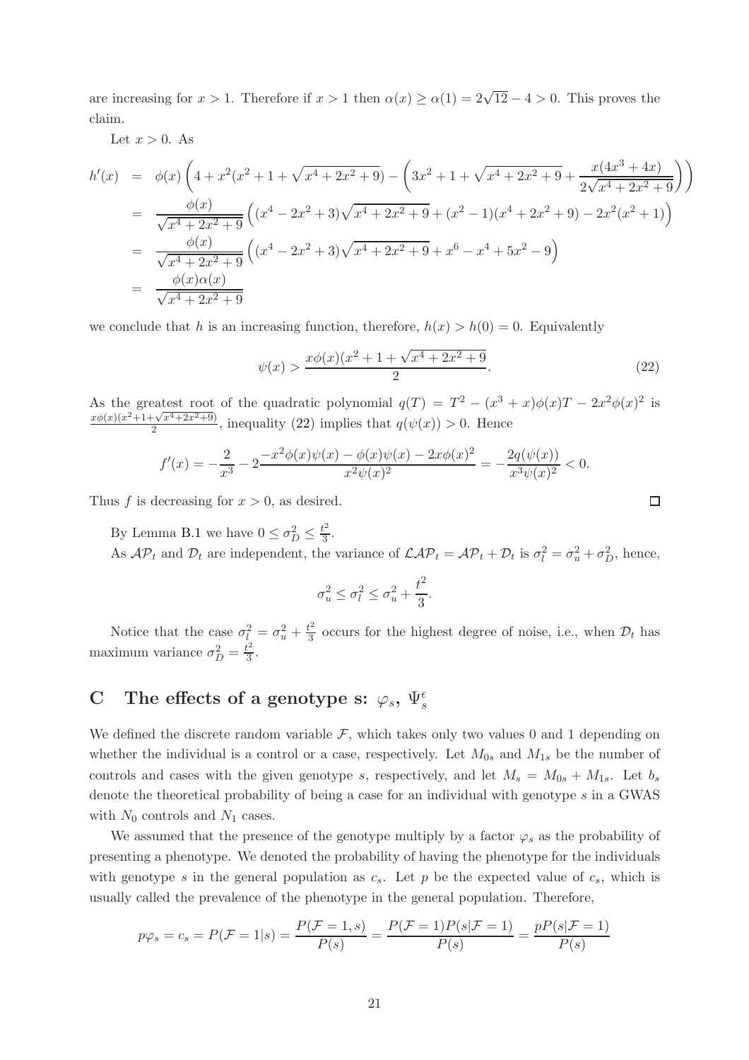are increasing for $x > 1$. Therefore if $x > 1$ then $\alpha(x) \geq \alpha(1) = 2\sqrt{12} - 4 > 0$. This proves the claim.

Let $x > 0$. As

$$
\begin{aligned}
h'(x) &= \phi(x)\left(4 + x^2(x^2 + 1 + \sqrt{x^4 + 2x^2 + 9}) - \left(3x^2 + 1 + \sqrt{x^4 + 2x^2 + 9} + \frac{x(4x^3 + 4x)}{2\sqrt{x^4 + 2x^2 + 9}}\right)\right) \\
&= \frac{\phi(x)}{\sqrt{x^4 + 2x^2 + 9}}\left((x^4 - 2x^2 + 3)\sqrt{x^4 + 2x^2 + 9} + (x^2 - 1)(x^4 + 2x^2 + 9) - 2x^2(x^2 + 1)\right) \\
&= \frac{\phi(x)}{\sqrt{x^4 + 2x^2 + 9}}\left((x^4 - 2x^2 + 3)\sqrt{x^4 + 2x^2 + 9} + x^6 - x^4 + 5x^2 - 9\right) \\
&= \frac{\phi(x)\alpha(x)}{\sqrt{x^4 + 2x^2 + 9}}
\end{aligned}
$$

we conclude that $h$ is an increasing function, therefore, $h(x) > h(0) = 0$. Equivalently

$$
\psi(x) > \frac{x\phi(x)(x^2 + 1 + \sqrt{x^4 + 2x^2 + 9})}{2}. \tag{22}
$$

As the greatest root of the quadratic polynomial $q(T) = T^2 - (x^3 + x)\phi(x)T - 2x^2\phi(x)^2$ is $\frac{x\phi(x)(x^2+1+\sqrt{x^4+2x^2+9})}{2}$, inequality (22) implies that $q(\psi(x)) > 0$. Hence

$$
f'(x) = -\frac{2}{x^3} - 2\frac{-x^2\phi(x)\psi(x) - \phi(x)\psi(x) - 2x\phi(x)^2}{x^2\psi(x)^2} = -\frac{2q(\psi(x))}{x^3\psi(x)^2} < 0.
$$

Thus $f$ is decreasing for $x > 0$, as desired. □

By Lemma B.1 we have $0 \leq \sigma_D^2 \leq \frac{t^2}{3}$.

As $\mathcal{AP}_t$ and $\mathcal{D}_t$ are independent, the variance of $\mathcal{LAP}_t = \mathcal{AP}_t + \mathcal{D}_t$ is $\sigma_l^2 = \sigma_u^2 + \sigma_D^2$, hence,

$$
\sigma_u^2 \leq \sigma_l^2 \leq \sigma_u^2 + \frac{t^2}{3}.
$$

Notice that the case $\sigma_l^2 = \sigma_u^2 + \frac{t^2}{3}$ occurs for the highest degree of noise, i.e., when $\mathcal{D}_t$ has maximum variance $\sigma_D^2 = \frac{t^2}{3}$.

# C The effects of a genotype s: $\varphi_s$, $\Psi_s^\epsilon$

We defined the discrete random variable $\mathcal{F}$, which takes only two values 0 and 1 depending on whether the individual is a control or a case, respectively. Let $M_{0s}$ and $M_{1s}$ be the number of controls and cases with the given genotype $s$, respectively, and let $M_s = M_{0s} + M_{1s}$. Let $b_s$ denote the theoretical probability of being a case for an individual with genotype $s$ in a GWAS with $N_0$ controls and $N_1$ cases.

We assumed that the presence of the genotype multiply by a factor $\varphi_s$ as the probability of presenting a phenotype. We denoted the probability of having the phenotype for the individuals with genotype $s$ in the general population as $c_s$. Let $p$ be the expected value of $c_s$, which is usually called the prevalence of the phenotype in the general population. Therefore,

$$
p\varphi_s = c_s = P(\mathcal{F} = 1|s) = \frac{P(\mathcal{F} = 1, s)}{P(s)} = \frac{P(\mathcal{F} = 1)P(s|\mathcal{F} = 1)}{P(s)} = \frac{pP(s|\mathcal{F} = 1)}{P(s)}
$$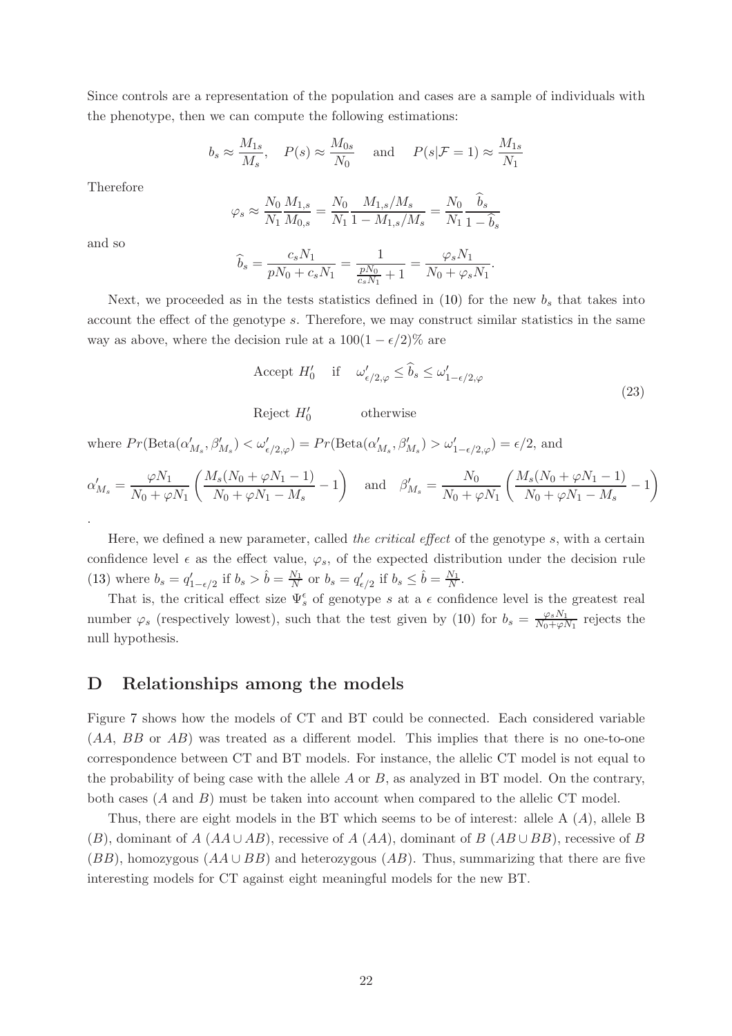Since controls are a representation of the population and cases are a sample of individuals with the phenotype, then we can compute the following estimations:

$$b_s \approx \frac{M_{1s}}{M_s}, \quad P(s) \approx \frac{M_{0s}}{N_0} \quad \text{and} \quad P(s|\mathcal{F}=1) \approx \frac{M_{1s}}{N_1}$$

Therefore

$$\varphi_s \approx \frac{N_0}{N_1}\frac{M_{1,s}}{M_{0,s}} = \frac{N_0}{N_1}\frac{M_{1,s}/M_s}{1 - M_{1,s}/M_s} = \frac{N_0}{N_1}\frac{\widehat{b}_s}{1-\widehat{b}_s}$$

and so

$$\widehat{b}_s = \frac{c_s N_1}{pN_0 + c_s N_1} = \frac{1}{\frac{pN_0}{c_s N_1}+1} = \frac{\varphi_s N_1}{N_0 + \varphi_s N_1}.$$

Next, we proceeded as in the tests statistics defined in (10) for the new $b_s$ that takes into account the effect of the genotype $s$. Therefore, we may construct similar statistics in the same way as above, where the decision rule at a $100(1-\epsilon/2)\%$ are

$$\begin{array}{ll} \text{Accept } H_0' & \text{if} \quad \omega'_{\epsilon/2,\varphi} \le \widehat{b}_s \le \omega'_{1-\epsilon/2,\varphi} \\ \text{Reject } H_0' & \text{otherwise} \end{array} \tag{23}$$

where $Pr(\text{Beta}(\alpha'_{M_s}, \beta'_{M_s}) < \omega'_{\epsilon/2,\varphi}) = Pr(\text{Beta}(\alpha'_{M_s}, \beta'_{M_s}) > \omega'_{1-\epsilon/2,\varphi}) = \epsilon/2$, and

$$\alpha'_{M_s} = \frac{\varphi N_1}{N_0 + \varphi N_1}\left(\frac{M_s(N_0+\varphi N_1 - 1)}{N_0 + \varphi N_1 - M_s} - 1\right) \quad \text{and} \quad \beta'_{M_s} = \frac{N_0}{N_0 + \varphi N_1}\left(\frac{M_s(N_0+\varphi N_1 - 1)}{N_0 + \varphi N_1 - M_s} - 1\right)$$

.

Here, we defined a new parameter, called *the critical effect* of the genotype $s$, with a certain confidence level $\epsilon$ as the effect value, $\varphi_s$, of the expected distribution under the decision rule (13) where $b_s = q'_{1-\epsilon/2}$ if $b_s > \hat{b} = \frac{N_1}{N}$ or $b_s = q'_{\epsilon/2}$ if $b_s \le \hat{b} = \frac{N_1}{N}$.

That is, the critical effect size $\Psi_s^\epsilon$ of genotype $s$ at a $\epsilon$ confidence level is the greatest real number $\varphi_s$ (respectively lowest), such that the test given by (10) for $b_s = \frac{\varphi_s N_1}{N_0 + \varphi N_1}$ rejects the null hypothesis.

## D Relationships among the models

Figure 7 shows how the models of CT and BT could be connected. Each considered variable ($AA$, $BB$ or $AB$) was treated as a different model. This implies that there is no one-to-one correspondence between CT and BT models. For instance, the allelic CT model is not equal to the probability of being case with the allele $A$ or $B$, as analyzed in BT model. On the contrary, both cases ($A$ and $B$) must be taken into account when compared to the allelic CT model.

Thus, there are eight models in the BT which seems to be of interest: allele A ($A$), allele B ($B$), dominant of $A$ ($AA \cup AB$), recessive of $A$ ($AA$), dominant of $B$ ($AB \cup BB$), recessive of $B$ ($BB$), homozygous ($AA \cup BB$) and heterozygous ($AB$). Thus, summarizing that there are five interesting models for CT against eight meaningful models for the new BT.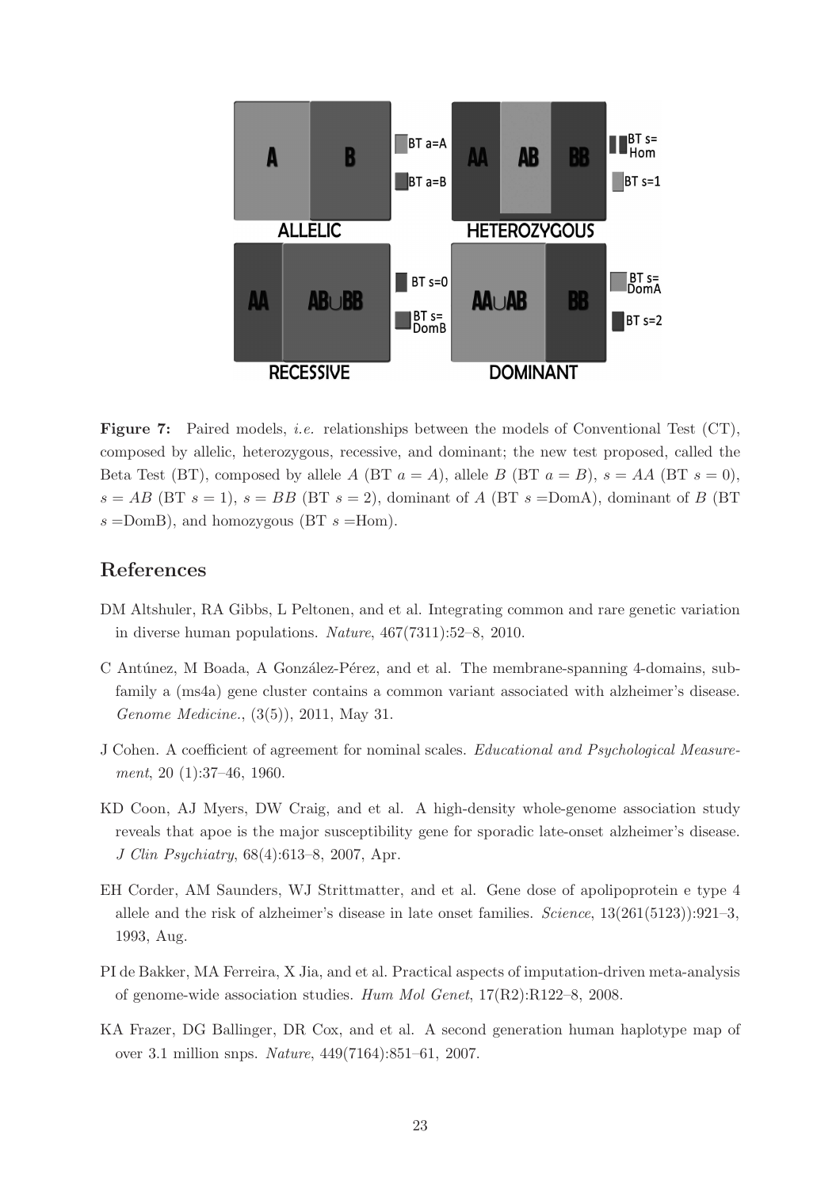**Figure 7:** Paired models, *i.e.* relationships between the models of Conventional Test (CT), composed by allelic, heterozygous, recessive, and dominant; the new test proposed, called the Beta Test (BT), composed by allele $A$ (BT $a = A$), allele $B$ (BT $a = B$), $s = AA$ (BT $s = 0$), $s = AB$ (BT $s = 1$), $s = BB$ (BT $s = 2$), dominant of $A$ (BT $s =$DomA), dominant of $B$ (BT $s =$DomB), and homozygous (BT $s =$Hom).

## References

DM Altshuler, RA Gibbs, L Peltonen, and et al. Integrating common and rare genetic variation in diverse human populations. *Nature*, 467(7311):52–8, 2010.

C Antúnez, M Boada, A González-Pérez, and et al. The membrane-spanning 4-domains, subfamily a (ms4a) gene cluster contains a common variant associated with alzheimer's disease. *Genome Medicine.*, (3(5)), 2011, May 31.

J Cohen. A coefficient of agreement for nominal scales. *Educational and Psychological Measurement*, 20 (1):37–46, 1960.

KD Coon, AJ Myers, DW Craig, and et al. A high-density whole-genome association study reveals that apoe is the major susceptibility gene for sporadic late-onset alzheimer's disease. *J Clin Psychiatry*, 68(4):613–8, 2007, Apr.

EH Corder, AM Saunders, WJ Strittmatter, and et al. Gene dose of apolipoprotein e type 4 allele and the risk of alzheimer's disease in late onset families. *Science*, 13(261(5123)):921–3, 1993, Aug.

PI de Bakker, MA Ferreira, X Jia, and et al. Practical aspects of imputation-driven meta-analysis of genome-wide association studies. *Hum Mol Genet*, 17(R2):R122–8, 2008.

KA Frazer, DG Ballinger, DR Cox, and et al. A second generation human haplotype map of over 3.1 million snps. *Nature*, 449(7164):851–61, 2007.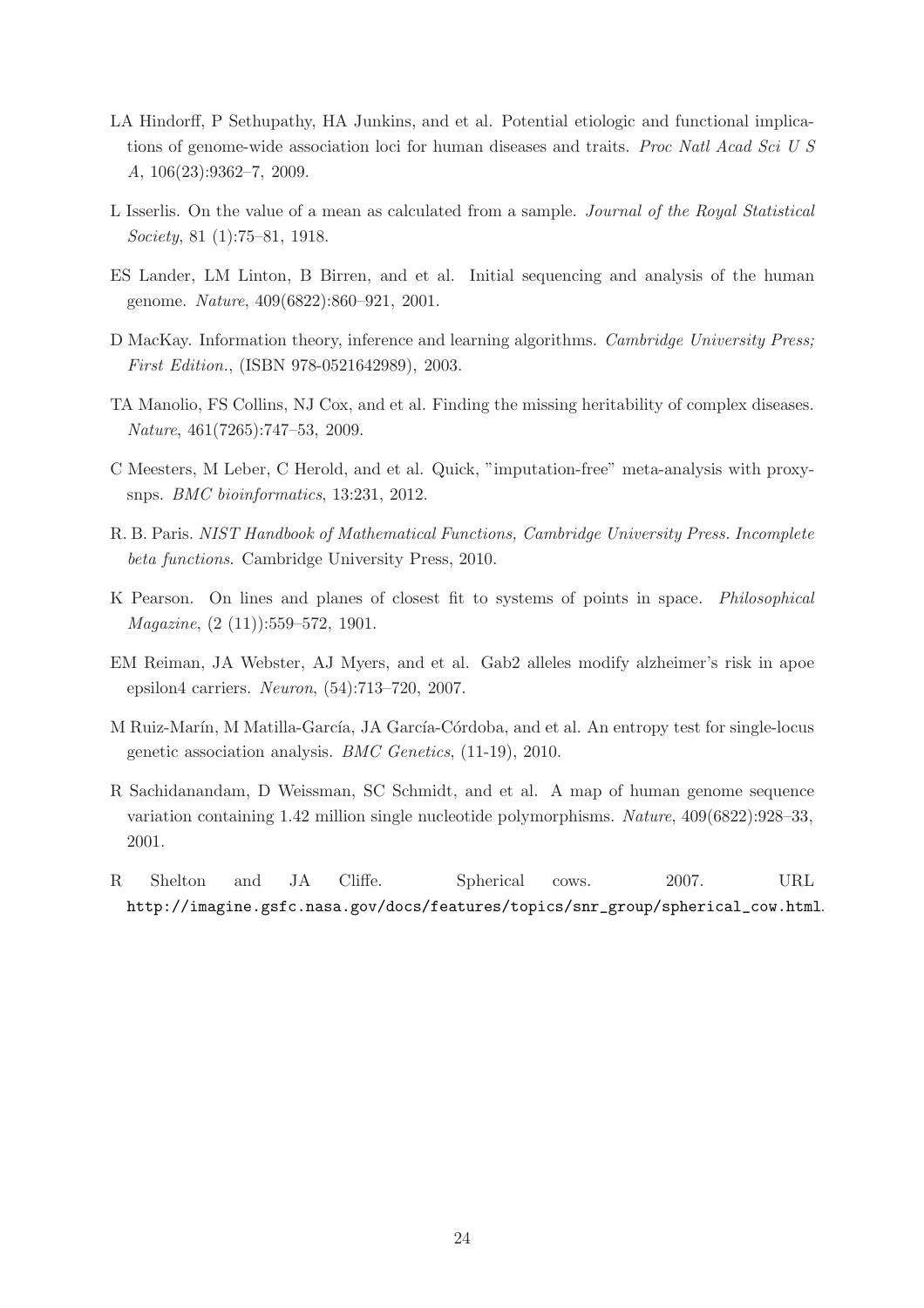LA Hindorff, P Sethupathy, HA Junkins, and et al. Potential etiologic and functional implications of genome-wide association loci for human diseases and traits. *Proc Natl Acad Sci U S A*, 106(23):9362–7, 2009.

L Isserlis. On the value of a mean as calculated from a sample. *Journal of the Royal Statistical Society*, 81 (1):75–81, 1918.

ES Lander, LM Linton, B Birren, and et al. Initial sequencing and analysis of the human genome. *Nature*, 409(6822):860–921, 2001.

D MacKay. Information theory, inference and learning algorithms. *Cambridge University Press; First Edition.*, (ISBN 978-0521642989), 2003.

TA Manolio, FS Collins, NJ Cox, and et al. Finding the missing heritability of complex diseases. *Nature*, 461(7265):747–53, 2009.

C Meesters, M Leber, C Herold, and et al. Quick, "imputation-free" meta-analysis with proxy-snps. *BMC bioinformatics*, 13:231, 2012.

R. B. Paris. *NIST Handbook of Mathematical Functions, Cambridge University Press. Incomplete beta functions*. Cambridge University Press, 2010.

K Pearson. On lines and planes of closest fit to systems of points in space. *Philosophical Magazine*, (2 (11)):559–572, 1901.

EM Reiman, JA Webster, AJ Myers, and et al. Gab2 alleles modify alzheimer's risk in apoe epsilon4 carriers. *Neuron*, (54):713–720, 2007.

M Ruiz-Marín, M Matilla-García, JA García-Córdoba, and et al. An entropy test for single-locus genetic association analysis. *BMC Genetics*, (11-19), 2010.

R Sachidanandam, D Weissman, SC Schmidt, and et al. A map of human genome sequence variation containing 1.42 million single nucleotide polymorphisms. *Nature*, 409(6822):928–33, 2001.

R Shelton and JA Cliffe. Spherical cows. 2007. URL http://imagine.gsfc.nasa.gov/docs/features/topics/snr_group/spherical_cow.html.